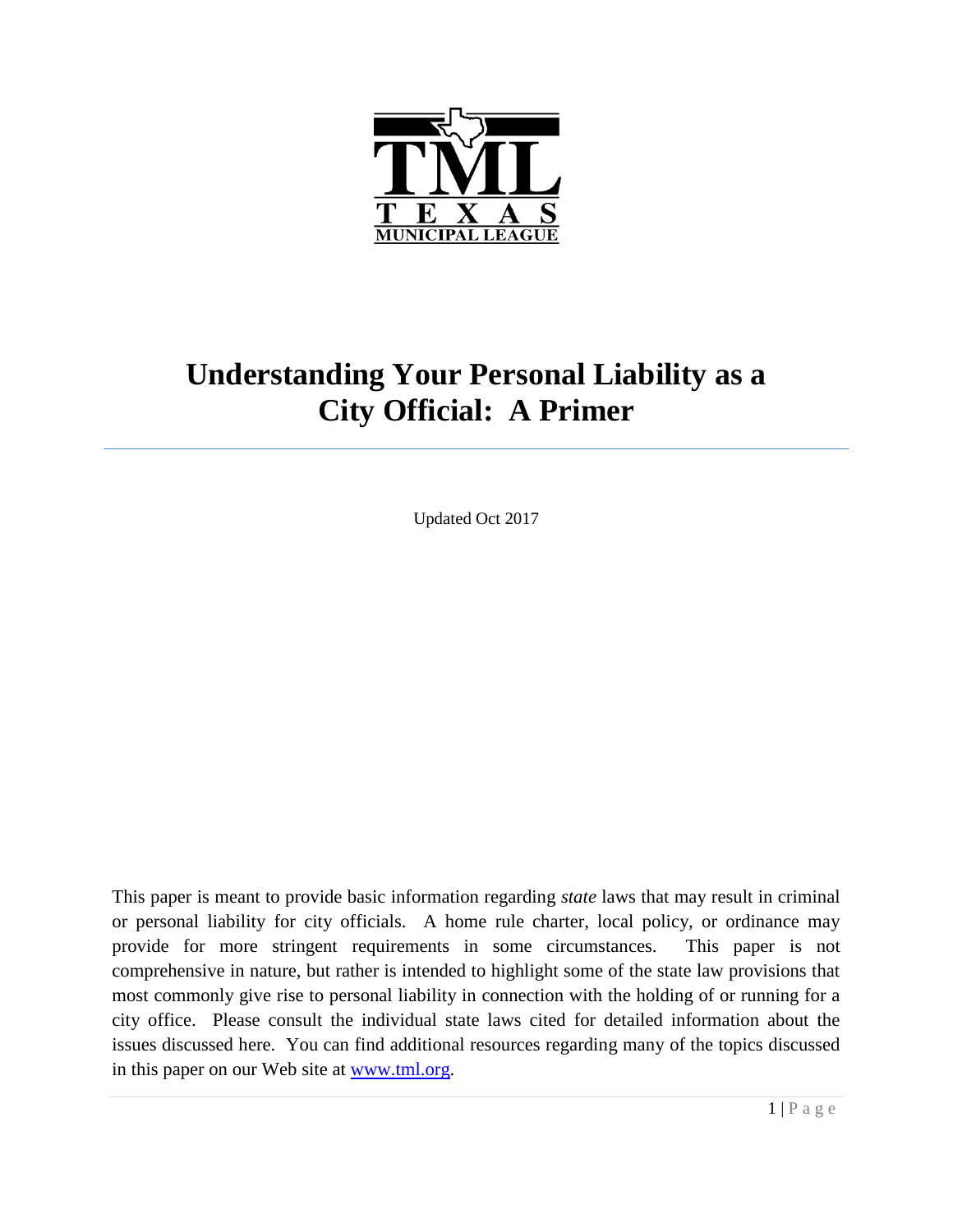TML

TEXAS

MUNICIPAL LEAGUE

# Understanding Your Personal Liability as a City Official: A Primer

Updated Oct 2017

This paper is meant to provide basic information regarding *state* laws that may result in criminal or personal liability for city officials. A home rule charter, local policy, or ordinance may provide for more stringent requirements in some circumstances. This paper is not comprehensive in nature, but rather is intended to highlight some of the state law provisions that most commonly give rise to personal liability in connection with the holding of or running for a city office. Please consult the individual state laws cited for detailed information about the issues discussed here. You can find additional resources regarding many of the topics discussed in this paper on our Web site at [www.tml.org](http://www.tml.org).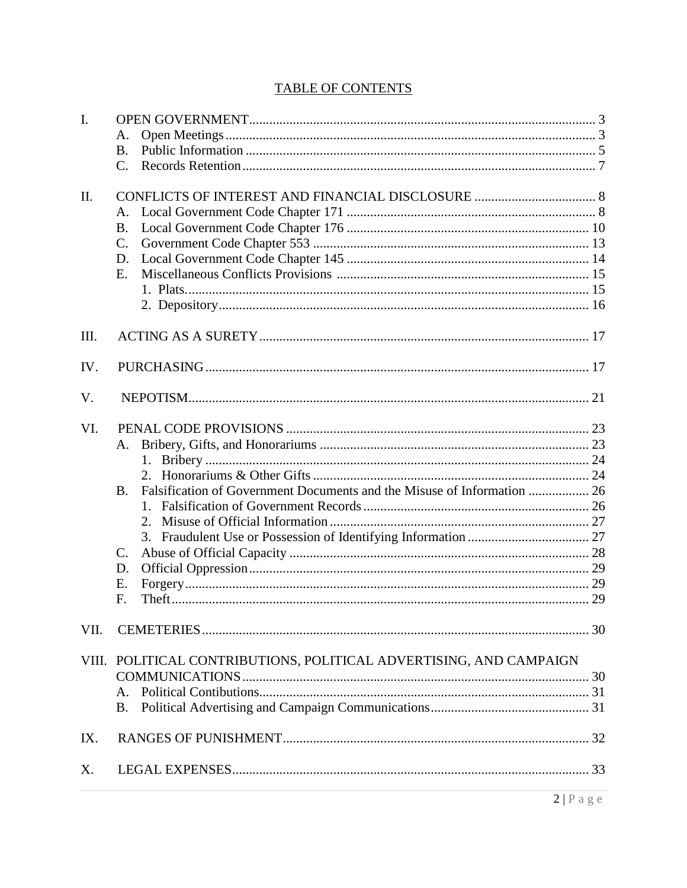# TABLE OF CONTENTS

I. OPEN GOVERNMENT ... 3
- A. Open Meetings ... 3
- B. Public Information ... 5
- C. Records Retention ... 7

II. CONFLICTS OF INTEREST AND FINANCIAL DISCLOSURE ... 8
- A. Local Government Code Chapter 171 ... 8
- B. Local Government Code Chapter 176 ... 10
- C. Government Code Chapter 553 ... 13
- D. Local Government Code Chapter 145 ... 14
- E. Miscellaneous Conflicts Provisions ... 15
  - 1. Plats ... 15
  - 2. Depository ... 16

III. ACTING AS A SURETY ... 17

IV. PURCHASING ... 17

V. NEPOTISM ... 21

VI. PENAL CODE PROVISIONS ... 23
- A. Bribery, Gifts, and Honorariums ... 23
  - 1. Bribery ... 24
  - 2. Honorariums & Other Gifts ... 24
- B. Falsification of Government Documents and the Misuse of Information ... 26
  - 1. Falsification of Government Records ... 26
  - 2. Misuse of Official Information ... 27
  - 3. Fraudulent Use or Possession of Identifying Information ... 27
- C. Abuse of Official Capacity ... 28
- D. Official Oppression ... 29
- E. Forgery ... 29
- F. Theft ... 29

VII. CEMETERIES ... 30

VIII. POLITICAL CONTRIBUTIONS, POLITICAL ADVERTISING, AND CAMPAIGN COMMUNICATIONS ... 30
- A. Political Contibutions ... 31
- B. Political Advertising and Campaign Communications ... 31

IX. RANGES OF PUNISHMENT ... 32

X. LEGAL EXPENSES ... 33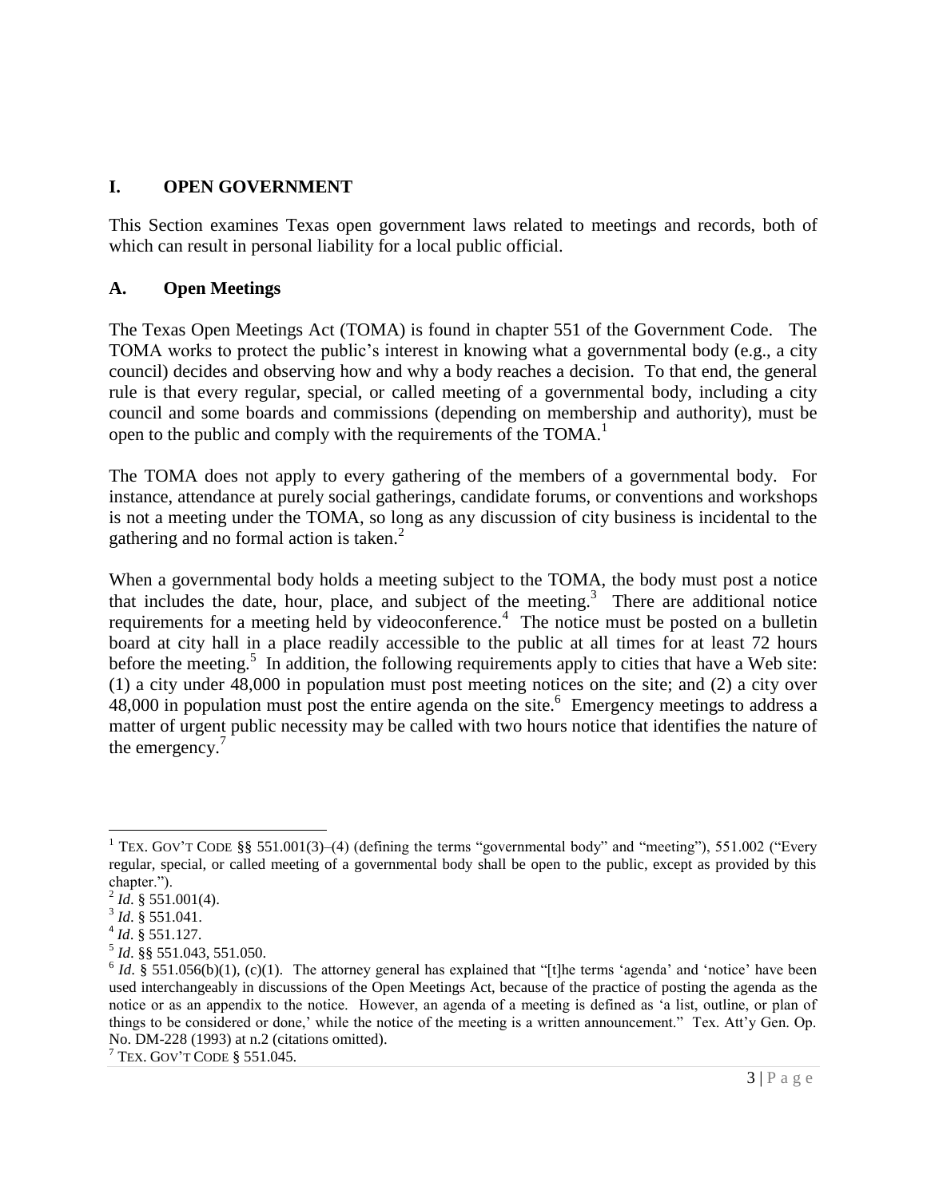## I. OPEN GOVERNMENT

This Section examines Texas open government laws related to meetings and records, both of which can result in personal liability for a local public official.

### A. Open Meetings

The Texas Open Meetings Act (TOMA) is found in chapter 551 of the Government Code. The TOMA works to protect the public's interest in knowing what a governmental body (e.g., a city council) decides and observing how and why a body reaches a decision. To that end, the general rule is that every regular, special, or called meeting of a governmental body, including a city council and some boards and commissions (depending on membership and authority), must be open to the public and comply with the requirements of the TOMA.[1]

The TOMA does not apply to every gathering of the members of a governmental body. For instance, attendance at purely social gatherings, candidate forums, or conventions and workshops is not a meeting under the TOMA, so long as any discussion of city business is incidental to the gathering and no formal action is taken.[2]

When a governmental body holds a meeting subject to the TOMA, the body must post a notice that includes the date, hour, place, and subject of the meeting.[3] There are additional notice requirements for a meeting held by videoconference.[4] The notice must be posted on a bulletin board at city hall in a place readily accessible to the public at all times for at least 72 hours before the meeting.[5] In addition, the following requirements apply to cities that have a Web site: (1) a city under 48,000 in population must post meeting notices on the site; and (2) a city over 48,000 in population must post the entire agenda on the site.[6] Emergency meetings to address a matter of urgent public necessity may be called with two hours notice that identifies the nature of the emergency.[7]

---

[1] TEX. GOV'T CODE §§ 551.001(3)–(4) (defining the terms "governmental body" and "meeting"), 551.002 ("Every regular, special, or called meeting of a governmental body shall be open to the public, except as provided by this chapter.").

[2] *Id*. § 551.001(4).

[3] *Id*. § 551.041.

[4] *Id*. § 551.127.

[5] *Id*. §§ 551.043, 551.050.

[6] *Id*. § 551.056(b)(1), (c)(1). The attorney general has explained that "[t]he terms 'agenda' and 'notice' have been used interchangeably in discussions of the Open Meetings Act, because of the practice of posting the agenda as the notice or as an appendix to the notice. However, an agenda of a meeting is defined as 'a list, outline, or plan of things to be considered or done,' while the notice of the meeting is a written announcement." Tex. Att'y Gen. Op. No. DM-228 (1993) at n.2 (citations omitted).

[7] TEX. GOV'T CODE § 551.045.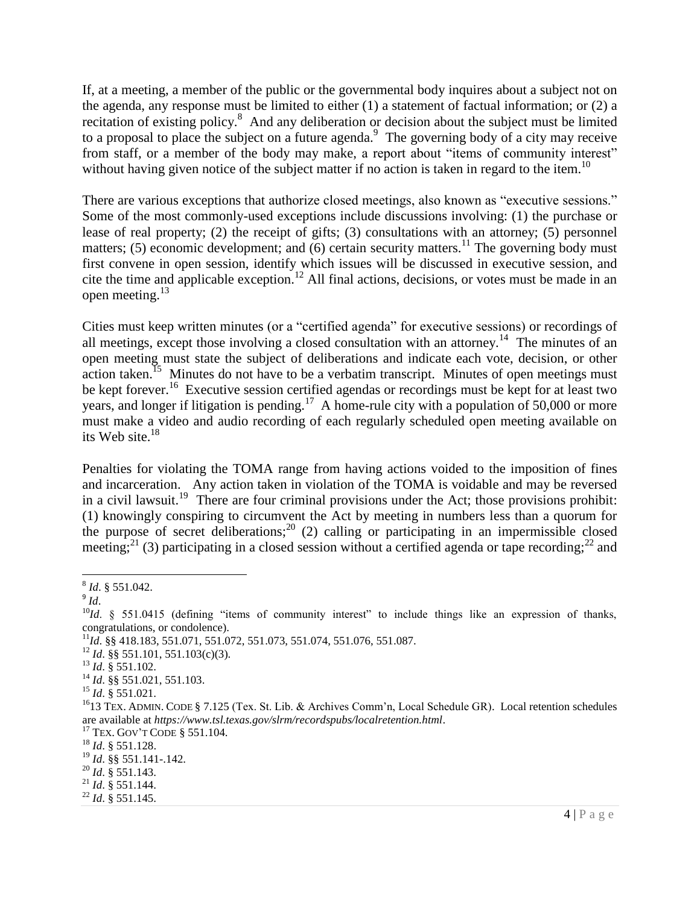If, at a meeting, a member of the public or the governmental body inquires about a subject not on the agenda, any response must be limited to either (1) a statement of factual information; or (2) a recitation of existing policy.[8] And any deliberation or decision about the subject must be limited to a proposal to place the subject on a future agenda.[9] The governing body of a city may receive from staff, or a member of the body may make, a report about "items of community interest" without having given notice of the subject matter if no action is taken in regard to the item.[10]

There are various exceptions that authorize closed meetings, also known as "executive sessions." Some of the most commonly-used exceptions include discussions involving: (1) the purchase or lease of real property; (2) the receipt of gifts; (3) consultations with an attorney; (5) personnel matters; (5) economic development; and (6) certain security matters.[11] The governing body must first convene in open session, identify which issues will be discussed in executive session, and cite the time and applicable exception.[12] All final actions, decisions, or votes must be made in an open meeting.[13]

Cities must keep written minutes (or a "certified agenda" for executive sessions) or recordings of all meetings, except those involving a closed consultation with an attorney.[14] The minutes of an open meeting must state the subject of deliberations and indicate each vote, decision, or other action taken.[15] Minutes do not have to be a verbatim transcript. Minutes of open meetings must be kept forever.[16] Executive session certified agendas or recordings must be kept for at least two years, and longer if litigation is pending.[17] A home-rule city with a population of 50,000 or more must make a video and audio recording of each regularly scheduled open meeting available on its Web site.[18]

Penalties for violating the TOMA range from having actions voided to the imposition of fines and incarceration. Any action taken in violation of the TOMA is voidable and may be reversed in a civil lawsuit.[19] There are four criminal provisions under the Act; those provisions prohibit: (1) knowingly conspiring to circumvent the Act by meeting in numbers less than a quorum for the purpose of secret deliberations;[20] (2) calling or participating in an impermissible closed meeting;[21] (3) participating in a closed session without a certified agenda or tape recording;[22] and

---

[8] *Id*. § 551.042.

[9] *Id*.

[10] *Id*. § 551.0415 (defining "items of community interest" to include things like an expression of thanks, congratulations, or condolence).

[11] *Id*. §§ 418.183, 551.071, 551.072, 551.073, 551.074, 551.076, 551.087.

[12] *Id*. §§ 551.101, 551.103(c)(3).

[13] *Id*. § 551.102.

[14] *Id*. §§ 551.021, 551.103.

[15] *Id*. § 551.021.

[16] 13 TEX. ADMIN. CODE § 7.125 (Tex. St. Lib. & Archives Comm'n, Local Schedule GR). Local retention schedules are available at *https://www.tsl.texas.gov/slrm/recordspubs/localretention.html*.

[17] TEX. GOV'T CODE § 551.104.

[18] *Id*. § 551.128.

[19] *Id*. §§ 551.141-.142.

[20] *Id*. § 551.143.

[21] *Id*. § 551.144.

[22] *Id*. § 551.145.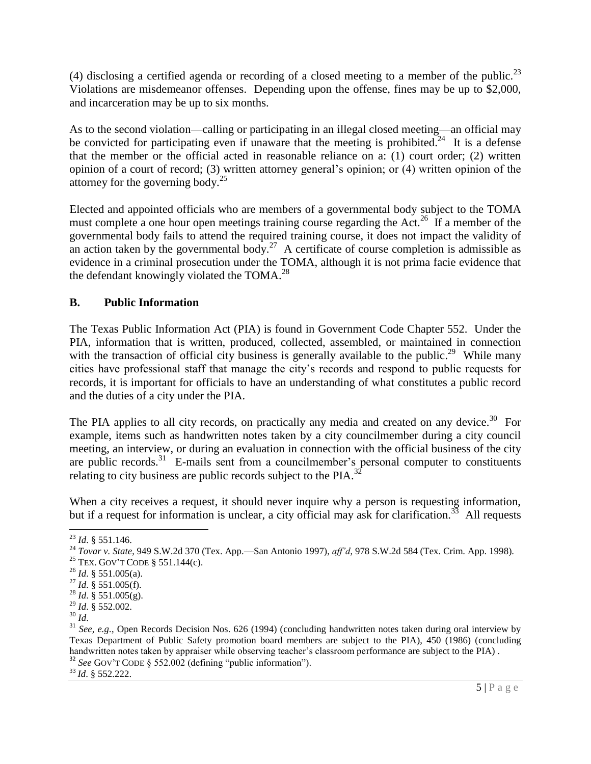(4) disclosing a certified agenda or recording of a closed meeting to a member of the public.[23] Violations are misdemeanor offenses. Depending upon the offense, fines may be up to $2,000, and incarceration may be up to six months.

As to the second violation—calling or participating in an illegal closed meeting—an official may be convicted for participating even if unaware that the meeting is prohibited.[24] It is a defense that the member or the official acted in reasonable reliance on a: (1) court order; (2) written opinion of a court of record; (3) written attorney general's opinion; or (4) written opinion of the attorney for the governing body.[25]

Elected and appointed officials who are members of a governmental body subject to the TOMA must complete a one hour open meetings training course regarding the Act.[26] If a member of the governmental body fails to attend the required training course, it does not impact the validity of an action taken by the governmental body.[27] A certificate of course completion is admissible as evidence in a criminal prosecution under the TOMA, although it is not prima facie evidence that the defendant knowingly violated the TOMA.[28]

## B. Public Information

The Texas Public Information Act (PIA) is found in Government Code Chapter 552. Under the PIA, information that is written, produced, collected, assembled, or maintained in connection with the transaction of official city business is generally available to the public.[29] While many cities have professional staff that manage the city's records and respond to public requests for records, it is important for officials to have an understanding of what constitutes a public record and the duties of a city under the PIA.

The PIA applies to all city records, on practically any media and created on any device.[30] For example, items such as handwritten notes taken by a city councilmember during a city council meeting, an interview, or during an evaluation in connection with the official business of the city are public records.[31] E-mails sent from a councilmember's personal computer to constituents relating to city business are public records subject to the PIA.[32]

When a city receives a request, it should never inquire why a person is requesting information, but if a request for information is unclear, a city official may ask for clarification.[33] All requests

---

[23] *Id*. § 551.146.

[24] *Tovar v. State*, 949 S.W.2d 370 (Tex. App.—San Antonio 1997), *aff'd*, 978 S.W.2d 584 (Tex. Crim. App. 1998).

[25] TEX. GOV'T CODE § 551.144(c).

[26] *Id*. § 551.005(a).

[27] *Id*. § 551.005(f).

[28] *Id*. § 551.005(g).

[29] *Id*. § 552.002.

[30] *Id*.

[31] *See, e.g.*, Open Records Decision Nos. 626 (1994) (concluding handwritten notes taken during oral interview by Texas Department of Public Safety promotion board members are subject to the PIA), 450 (1986) (concluding handwritten notes taken by appraiser while observing teacher's classroom performance are subject to the PIA) .

[32] *See* GOV'T CODE § 552.002 (defining "public information").

[33] *Id*. § 552.222.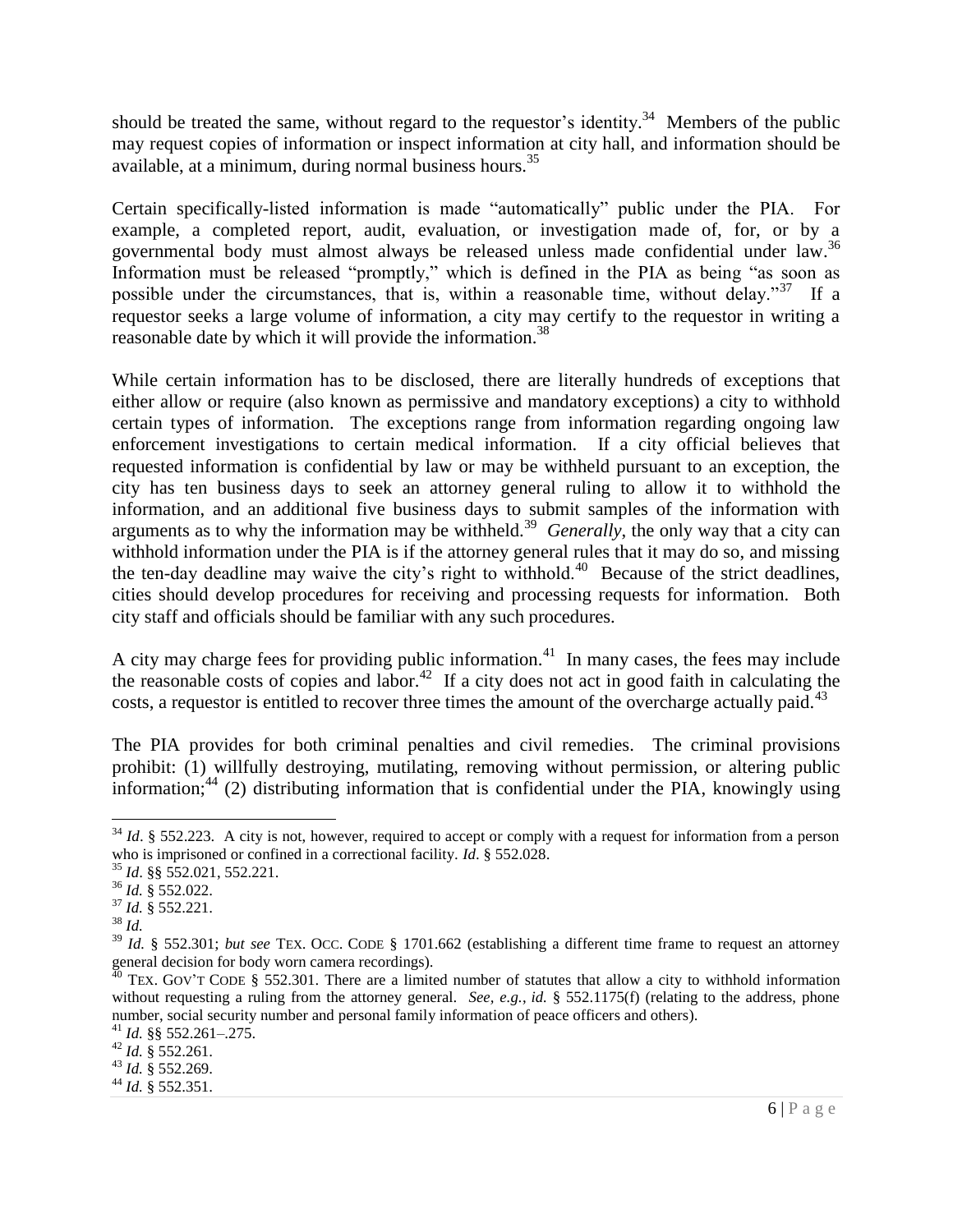should be treated the same, without regard to the requestor's identity.[34] Members of the public may request copies of information or inspect information at city hall, and information should be available, at a minimum, during normal business hours.[35]

Certain specifically-listed information is made "automatically" public under the PIA. For example, a completed report, audit, evaluation, or investigation made of, for, or by a governmental body must almost always be released unless made confidential under law.[36] Information must be released "promptly," which is defined in the PIA as being "as soon as possible under the circumstances, that is, within a reasonable time, without delay."[37] If a requestor seeks a large volume of information, a city may certify to the requestor in writing a reasonable date by which it will provide the information.[38]

While certain information has to be disclosed, there are literally hundreds of exceptions that either allow or require (also known as permissive and mandatory exceptions) a city to withhold certain types of information. The exceptions range from information regarding ongoing law enforcement investigations to certain medical information. If a city official believes that requested information is confidential by law or may be withheld pursuant to an exception, the city has ten business days to seek an attorney general ruling to allow it to withhold the information, and an additional five business days to submit samples of the information with arguments as to why the information may be withheld.[39] *Generally*, the only way that a city can withhold information under the PIA is if the attorney general rules that it may do so, and missing the ten-day deadline may waive the city's right to withhold.[40] Because of the strict deadlines, cities should develop procedures for receiving and processing requests for information. Both city staff and officials should be familiar with any such procedures.

A city may charge fees for providing public information.[41] In many cases, the fees may include the reasonable costs of copies and labor.[42] If a city does not act in good faith in calculating the costs, a requestor is entitled to recover three times the amount of the overcharge actually paid.[43]

The PIA provides for both criminal penalties and civil remedies. The criminal provisions prohibit: (1) willfully destroying, mutilating, removing without permission, or altering public information;[44] (2) distributing information that is confidential under the PIA, knowingly using

---

[34] *Id*. § 552.223. A city is not, however, required to accept or comply with a request for information from a person who is imprisoned or confined in a correctional facility. *Id*. § 552.028.

[35] *Id*. §§ 552.021, 552.221.

[36] *Id.* § 552.022.

[37] *Id.* § 552.221.

[38] *Id.*

[39] *Id.* § 552.301; *but see* TEX. OCC. CODE § 1701.662 (establishing a different time frame to request an attorney general decision for body worn camera recordings).

[40] TEX. GOV'T CODE § 552.301. There are a limited number of statutes that allow a city to withhold information without requesting a ruling from the attorney general. *See, e.g.*, *id.* § 552.1175(f) (relating to the address, phone number, social security number and personal family information of peace officers and others).

[41] *Id.* §§ 552.261–.275.

[42] *Id.* § 552.261.

[43] *Id.* § 552.269.

[44] *Id.* § 552.351.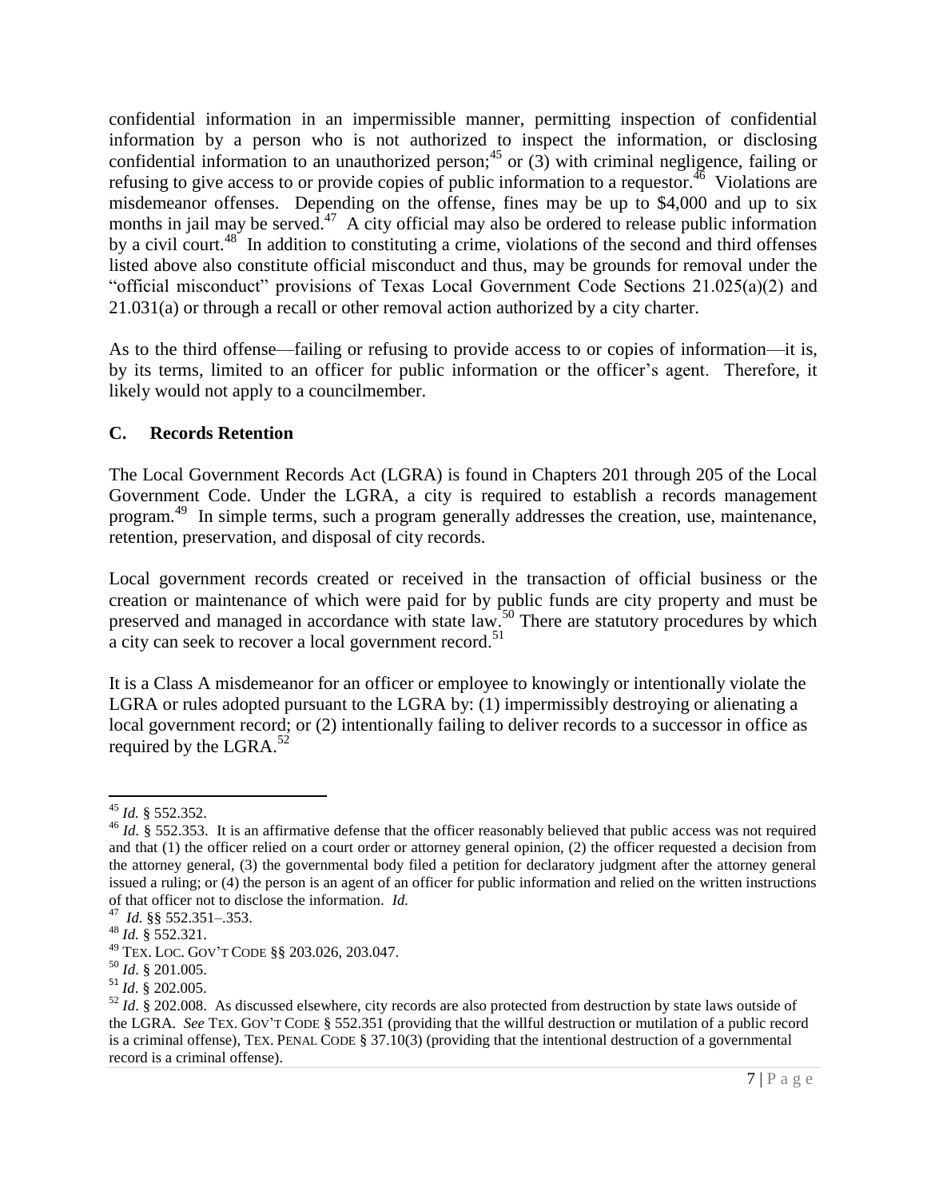confidential information in an impermissible manner, permitting inspection of confidential information by a person who is not authorized to inspect the information, or disclosing confidential information to an unauthorized person;[45] or (3) with criminal negligence, failing or refusing to give access to or provide copies of public information to a requestor.[46] Violations are misdemeanor offenses. Depending on the offense, fines may be up to $4,000 and up to six months in jail may be served.[47] A city official may also be ordered to release public information by a civil court.[48] In addition to constituting a crime, violations of the second and third offenses listed above also constitute official misconduct and thus, may be grounds for removal under the "official misconduct" provisions of Texas Local Government Code Sections 21.025(a)(2) and 21.031(a) or through a recall or other removal action authorized by a city charter.

As to the third offense—failing or refusing to provide access to or copies of information—it is, by its terms, limited to an officer for public information or the officer's agent. Therefore, it likely would not apply to a councilmember.

### C. Records Retention

The Local Government Records Act (LGRA) is found in Chapters 201 through 205 of the Local Government Code. Under the LGRA, a city is required to establish a records management program.[49] In simple terms, such a program generally addresses the creation, use, maintenance, retention, preservation, and disposal of city records.

Local government records created or received in the transaction of official business or the creation or maintenance of which were paid for by public funds are city property and must be preserved and managed in accordance with state law.[50] There are statutory procedures by which a city can seek to recover a local government record.[51]

It is a Class A misdemeanor for an officer or employee to knowingly or intentionally violate the LGRA or rules adopted pursuant to the LGRA by: (1) impermissibly destroying or alienating a local government record; or (2) intentionally failing to deliver records to a successor in office as required by the LGRA.[52]

---

[45] *Id.* § 552.352.

[46] *Id.* § 552.353. It is an affirmative defense that the officer reasonably believed that public access was not required and that (1) the officer relied on a court order or attorney general opinion, (2) the officer requested a decision from the attorney general, (3) the governmental body filed a petition for declaratory judgment after the attorney general issued a ruling; or (4) the person is an agent of an officer for public information and relied on the written instructions of that officer not to disclose the information. *Id.*

[47] *Id.* §§ 552.351–.353.

[48] *Id.* § 552.321.

[49] TEX. LOC. GOV'T CODE §§ 203.026, 203.047.

[50] *Id*. § 201.005.

[51] *Id*. § 202.005.

[52] *Id*. § 202.008. As discussed elsewhere, city records are also protected from destruction by state laws outside of the LGRA. *See* TEX. GOV'T CODE § 552.351 (providing that the willful destruction or mutilation of a public record is a criminal offense), TEX. PENAL CODE § 37.10(3) (providing that the intentional destruction of a governmental record is a criminal offense).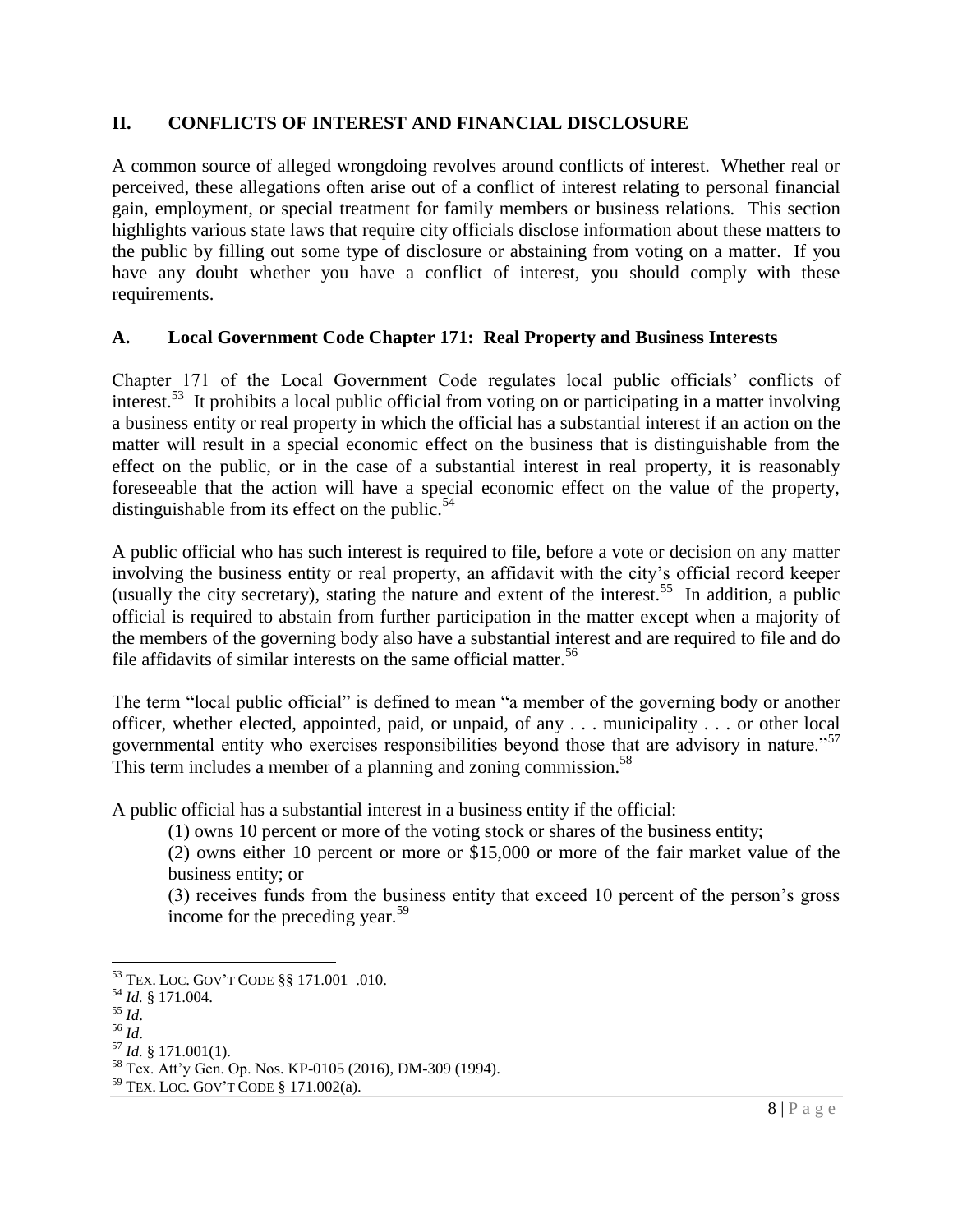## II. CONFLICTS OF INTEREST AND FINANCIAL DISCLOSURE

A common source of alleged wrongdoing revolves around conflicts of interest. Whether real or perceived, these allegations often arise out of a conflict of interest relating to personal financial gain, employment, or special treatment for family members or business relations. This section highlights various state laws that require city officials disclose information about these matters to the public by filling out some type of disclosure or abstaining from voting on a matter. If you have any doubt whether you have a conflict of interest, you should comply with these requirements.

### A. Local Government Code Chapter 171: Real Property and Business Interests

Chapter 171 of the Local Government Code regulates local public officials' conflicts of interest.[53] It prohibits a local public official from voting on or participating in a matter involving a business entity or real property in which the official has a substantial interest if an action on the matter will result in a special economic effect on the business that is distinguishable from the effect on the public, or in the case of a substantial interest in real property, it is reasonably foreseeable that the action will have a special economic effect on the value of the property, distinguishable from its effect on the public.[54]

A public official who has such interest is required to file, before a vote or decision on any matter involving the business entity or real property, an affidavit with the city's official record keeper (usually the city secretary), stating the nature and extent of the interest.[55] In addition, a public official is required to abstain from further participation in the matter except when a majority of the members of the governing body also have a substantial interest and are required to file and do file affidavits of similar interests on the same official matter.[56]

The term "local public official" is defined to mean "a member of the governing body or another officer, whether elected, appointed, paid, or unpaid, of any . . . municipality . . . or other local governmental entity who exercises responsibilities beyond those that are advisory in nature."[57] This term includes a member of a planning and zoning commission.[58]

A public official has a substantial interest in a business entity if the official:

(1) owns 10 percent or more of the voting stock or shares of the business entity;

(2) owns either 10 percent or more or $15,000 or more of the fair market value of the business entity; or

(3) receives funds from the business entity that exceed 10 percent of the person's gross income for the preceding year.[59]

---

[53] TEX. LOC. GOV'T CODE §§ 171.001–.010.

[54] *Id.* § 171.004.

[55] *Id*.

[56] *Id*.

[57] *Id.* § 171.001(1).

[58] Tex. Att'y Gen. Op. Nos. KP-0105 (2016), DM-309 (1994).

[59] TEX. LOC. GOV'T CODE § 171.002(a).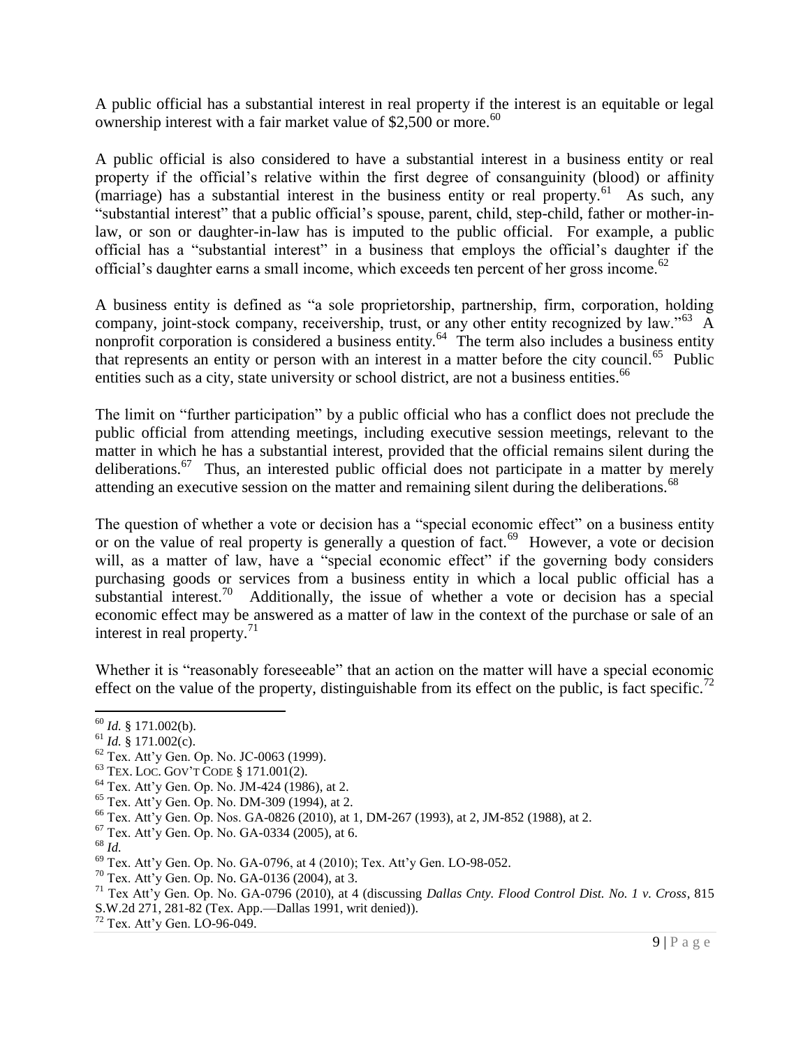A public official has a substantial interest in real property if the interest is an equitable or legal ownership interest with a fair market value of $2,500 or more.[60]

A public official is also considered to have a substantial interest in a business entity or real property if the official's relative within the first degree of consanguinity (blood) or affinity (marriage) has a substantial interest in the business entity or real property.[61] As such, any "substantial interest" that a public official's spouse, parent, child, step-child, father or mother-in-law, or son or daughter-in-law has is imputed to the public official. For example, a public official has a "substantial interest" in a business that employs the official's daughter if the official's daughter earns a small income, which exceeds ten percent of her gross income.[62]

A business entity is defined as "a sole proprietorship, partnership, firm, corporation, holding company, joint-stock company, receivership, trust, or any other entity recognized by law."[63] A nonprofit corporation is considered a business entity.[64] The term also includes a business entity that represents an entity or person with an interest in a matter before the city council.[65] Public entities such as a city, state university or school district, are not a business entities.[66]

The limit on "further participation" by a public official who has a conflict does not preclude the public official from attending meetings, including executive session meetings, relevant to the matter in which he has a substantial interest, provided that the official remains silent during the deliberations.[67] Thus, an interested public official does not participate in a matter by merely attending an executive session on the matter and remaining silent during the deliberations.[68]

The question of whether a vote or decision has a "special economic effect" on a business entity or on the value of real property is generally a question of fact.[69] However, a vote or decision will, as a matter of law, have a "special economic effect" if the governing body considers purchasing goods or services from a business entity in which a local public official has a substantial interest.[70] Additionally, the issue of whether a vote or decision has a special economic effect may be answered as a matter of law in the context of the purchase or sale of an interest in real property.[71]

Whether it is "reasonably foreseeable" that an action on the matter will have a special economic effect on the value of the property, distinguishable from its effect on the public, is fact specific.[72]

---

[60] *Id.* § 171.002(b).

[61] *Id.* § 171.002(c).

[62] Tex. Att'y Gen. Op. No. JC-0063 (1999).

[63] TEX. LOC. GOV'T CODE § 171.001(2).

[64] Tex. Att'y Gen. Op. No. JM-424 (1986), at 2.

[65] Tex. Att'y Gen. Op. No. DM-309 (1994), at 2.

[66] Tex. Att'y Gen. Op. Nos. GA-0826 (2010), at 1, DM-267 (1993), at 2, JM-852 (1988), at 2.

[67] Tex. Att'y Gen. Op. No. GA-0334 (2005), at 6.

[68] *Id.*

[69] Tex. Att'y Gen. Op. No. GA-0796, at 4 (2010); Tex. Att'y Gen. LO-98-052.

[70] Tex. Att'y Gen. Op. No. GA-0136 (2004), at 3.

[71] Tex Att'y Gen. Op. No. GA-0796 (2010), at 4 (discussing *Dallas Cnty. Flood Control Dist. No. 1 v. Cross*, 815 S.W.2d 271, 281-82 (Tex. App.—Dallas 1991, writ denied)).

[72] Tex. Att'y Gen. LO-96-049.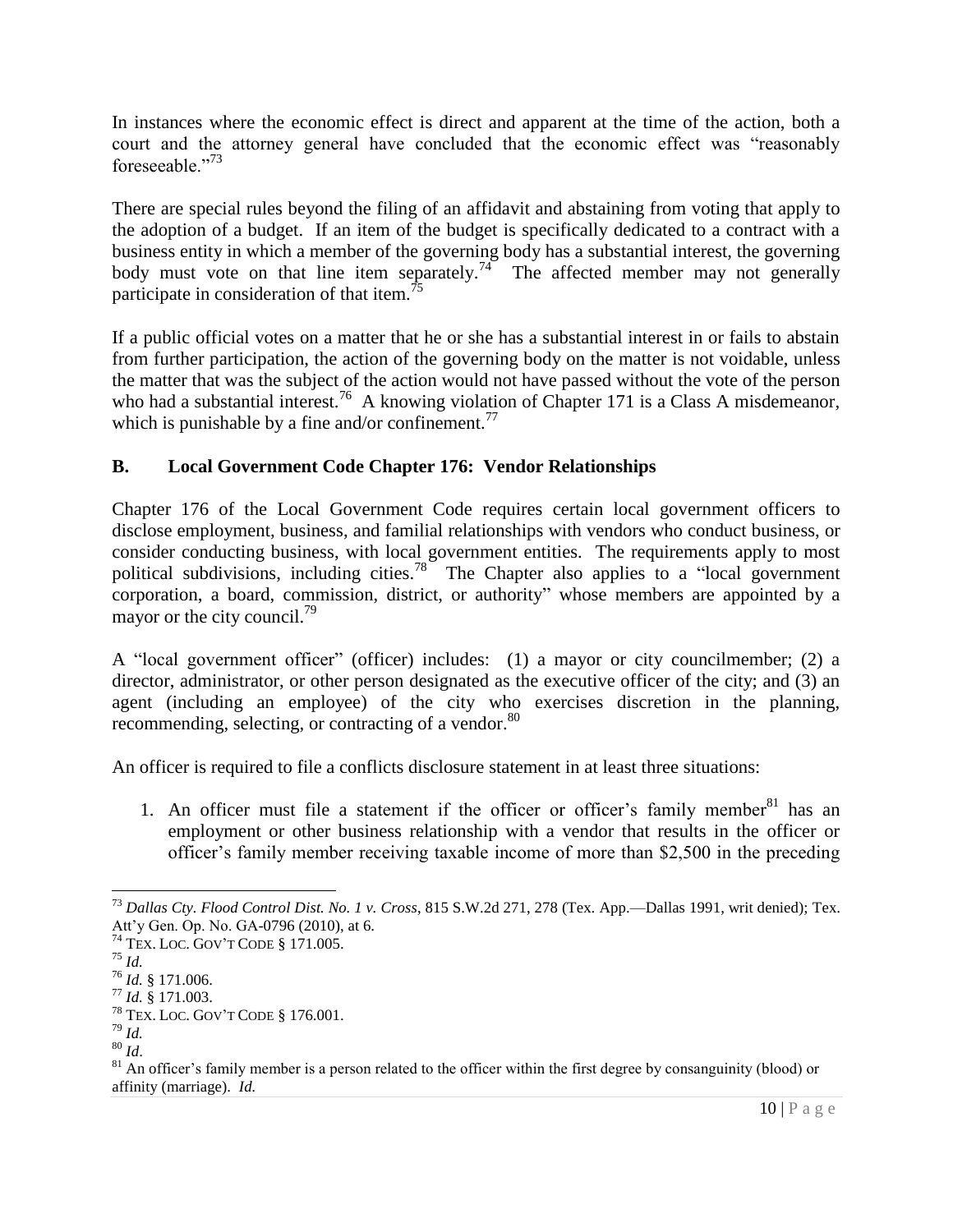In instances where the economic effect is direct and apparent at the time of the action, both a court and the attorney general have concluded that the economic effect was "reasonably foreseeable."[73]

There are special rules beyond the filing of an affidavit and abstaining from voting that apply to the adoption of a budget. If an item of the budget is specifically dedicated to a contract with a business entity in which a member of the governing body has a substantial interest, the governing body must vote on that line item separately.[74] The affected member may not generally participate in consideration of that item.[75]

If a public official votes on a matter that he or she has a substantial interest in or fails to abstain from further participation, the action of the governing body on the matter is not voidable, unless the matter that was the subject of the action would not have passed without the vote of the person who had a substantial interest.[76] A knowing violation of Chapter 171 is a Class A misdemeanor, which is punishable by a fine and/or confinement.[77]

## B. Local Government Code Chapter 176: Vendor Relationships

Chapter 176 of the Local Government Code requires certain local government officers to disclose employment, business, and familial relationships with vendors who conduct business, or consider conducting business, with local government entities. The requirements apply to most political subdivisions, including cities.[78] The Chapter also applies to a "local government corporation, a board, commission, district, or authority" whose members are appointed by a mayor or the city council.[79]

A "local government officer" (officer) includes: (1) a mayor or city councilmember; (2) a director, administrator, or other person designated as the executive officer of the city; and (3) an agent (including an employee) of the city who exercises discretion in the planning, recommending, selecting, or contracting of a vendor.[80]

An officer is required to file a conflicts disclosure statement in at least three situations:

1. An officer must file a statement if the officer or officer's family member[81] has an employment or other business relationship with a vendor that results in the officer or officer's family member receiving taxable income of more than $2,500 in the preceding

---

[73] *Dallas Cty. Flood Control Dist. No. 1 v. Cross*, 815 S.W.2d 271, 278 (Tex. App.—Dallas 1991, writ denied); Tex. Att'y Gen. Op. No. GA-0796 (2010), at 6.

[74] TEX. LOC. GOV'T CODE § 171.005.

[75] *Id.*

[76] *Id.* § 171.006.

[77] *Id.* § 171.003.

[78] TEX. LOC. GOV'T CODE § 176.001.

[79] *Id.*

[80] *Id.*

[81] An officer's family member is a person related to the officer within the first degree by consanguinity (blood) or affinity (marriage). *Id.*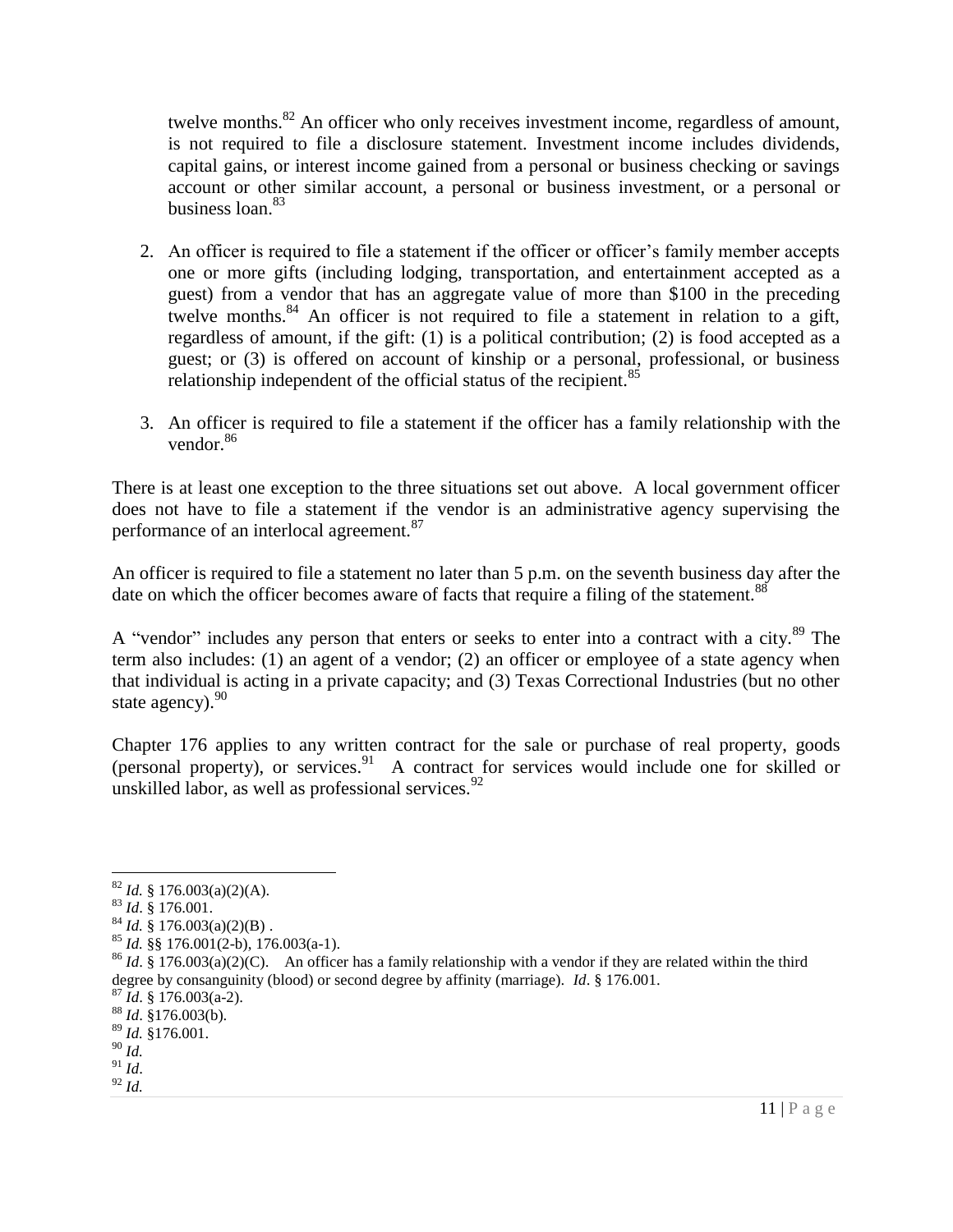twelve months.[82] An officer who only receives investment income, regardless of amount, is not required to file a disclosure statement. Investment income includes dividends, capital gains, or interest income gained from a personal or business checking or savings account or other similar account, a personal or business investment, or a personal or business loan.[83]

2. An officer is required to file a statement if the officer or officer's family member accepts one or more gifts (including lodging, transportation, and entertainment accepted as a guest) from a vendor that has an aggregate value of more than $100 in the preceding twelve months.[84] An officer is not required to file a statement in relation to a gift, regardless of amount, if the gift: (1) is a political contribution; (2) is food accepted as a guest; or (3) is offered on account of kinship or a personal, professional, or business relationship independent of the official status of the recipient.[85]

3. An officer is required to file a statement if the officer has a family relationship with the vendor.[86]

There is at least one exception to the three situations set out above. A local government officer does not have to file a statement if the vendor is an administrative agency supervising the performance of an interlocal agreement.[87]

An officer is required to file a statement no later than 5 p.m. on the seventh business day after the date on which the officer becomes aware of facts that require a filing of the statement.[88]

A "vendor" includes any person that enters or seeks to enter into a contract with a city.[89] The term also includes: (1) an agent of a vendor; (2) an officer or employee of a state agency when that individual is acting in a private capacity; and (3) Texas Correctional Industries (but no other state agency).[90]

Chapter 176 applies to any written contract for the sale or purchase of real property, goods (personal property), or services.[91] A contract for services would include one for skilled or unskilled labor, as well as professional services.[92]

---

[82] *Id.* § 176.003(a)(2)(A).

[83] *Id*. § 176.001.

[84] *Id.* § 176.003(a)(2)(B) .

[85] *Id.* §§ 176.001(2-b), 176.003(a-1).

[86] *Id*. § 176.003(a)(2)(C). An officer has a family relationship with a vendor if they are related within the third degree by consanguinity (blood) or second degree by affinity (marriage). *Id*. § 176.001.

[87] *Id*. § 176.003(a-2).

[88] *Id*. §176.003(b).

[89] *Id.* §176.001.

[90] *Id.*

[91] *Id*.

[92] *Id.*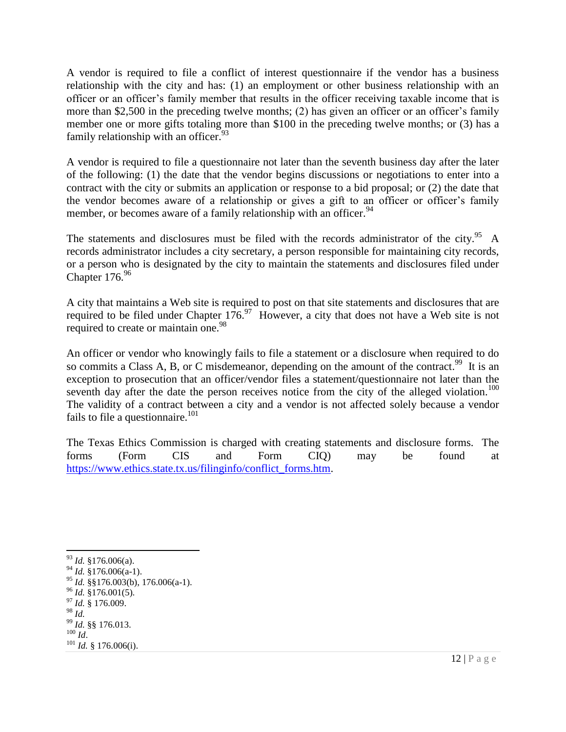A vendor is required to file a conflict of interest questionnaire if the vendor has a business relationship with the city and has: (1) an employment or other business relationship with an officer or an officer's family member that results in the officer receiving taxable income that is more than $2,500 in the preceding twelve months; (2) has given an officer or an officer's family member one or more gifts totaling more than $100 in the preceding twelve months; or (3) has a family relationship with an officer.[93]

A vendor is required to file a questionnaire not later than the seventh business day after the later of the following: (1) the date that the vendor begins discussions or negotiations to enter into a contract with the city or submits an application or response to a bid proposal; or (2) the date that the vendor becomes aware of a relationship or gives a gift to an officer or officer's family member, or becomes aware of a family relationship with an officer.[94]

The statements and disclosures must be filed with the records administrator of the city.[95] A records administrator includes a city secretary, a person responsible for maintaining city records, or a person who is designated by the city to maintain the statements and disclosures filed under Chapter 176.[96]

A city that maintains a Web site is required to post on that site statements and disclosures that are required to be filed under Chapter 176.[97] However, a city that does not have a Web site is not required to create or maintain one.[98]

An officer or vendor who knowingly fails to file a statement or a disclosure when required to do so commits a Class A, B, or C misdemeanor, depending on the amount of the contract.[99] It is an exception to prosecution that an officer/vendor files a statement/questionnaire not later than the seventh day after the date the person receives notice from the city of the alleged violation.[100] The validity of a contract between a city and a vendor is not affected solely because a vendor fails to file a questionnaire.[101]

The Texas Ethics Commission is charged with creating statements and disclosure forms. The forms (Form CIS and Form CIQ) may be found at https://www.ethics.state.tx.us/filinginfo/conflict_forms.htm.

---

[93] *Id.* §176.006(a).

[94] *Id.* §176.006(a-1).

[95] *Id.* §§176.003(b), 176.006(a-1).

[96] *Id.* §176.001(5).

[97] *Id.* § 176.009.

[98] *Id.*

[99] *Id.* §§ 176.013.

[100] *Id*.

[101] *Id.* § 176.006(i).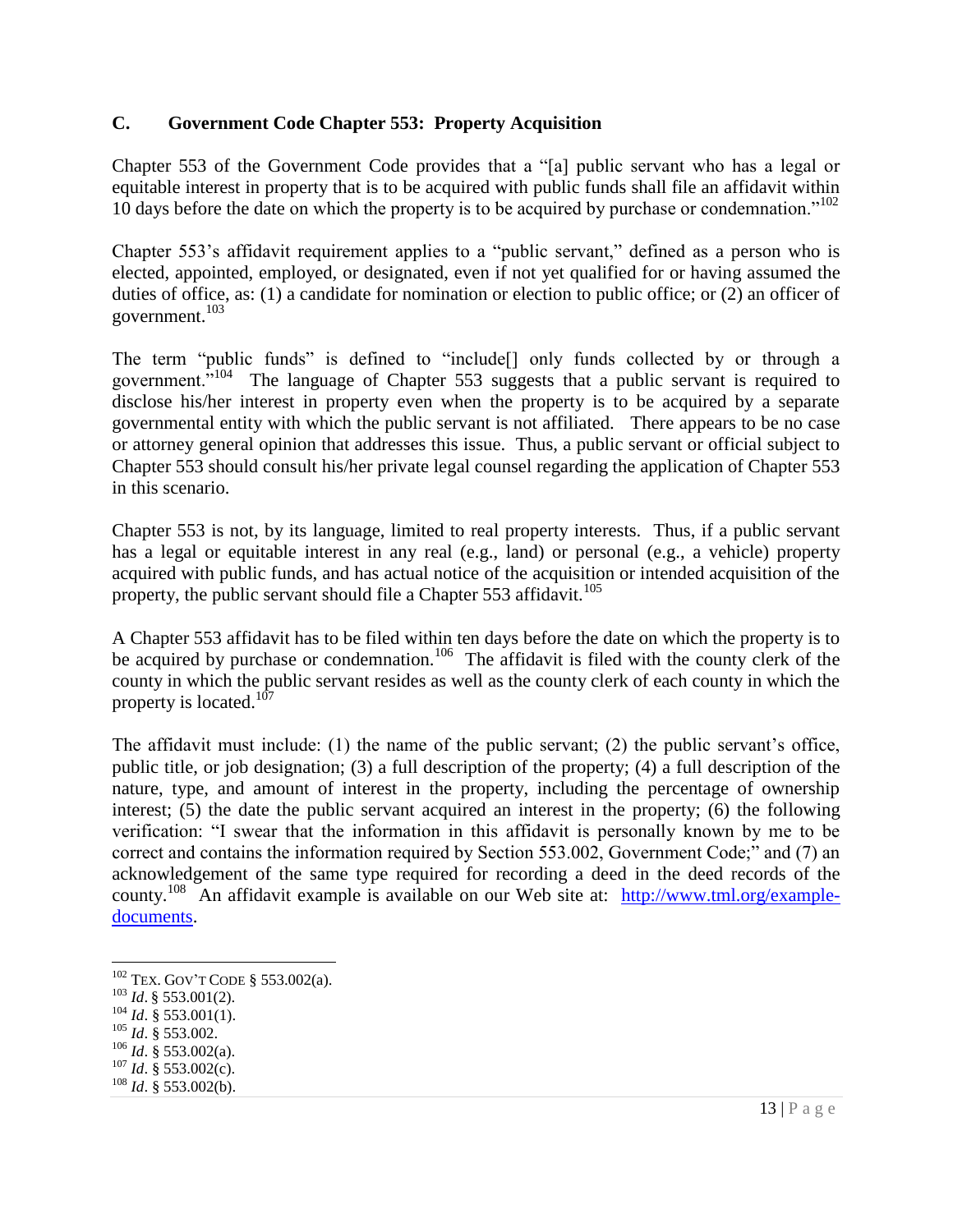## C. Government Code Chapter 553: Property Acquisition

Chapter 553 of the Government Code provides that a "[a] public servant who has a legal or equitable interest in property that is to be acquired with public funds shall file an affidavit within 10 days before the date on which the property is to be acquired by purchase or condemnation."[102]

Chapter 553's affidavit requirement applies to a "public servant," defined as a person who is elected, appointed, employed, or designated, even if not yet qualified for or having assumed the duties of office, as: (1) a candidate for nomination or election to public office; or (2) an officer of government.[103]

The term "public funds" is defined to "include[] only funds collected by or through a government."[104] The language of Chapter 553 suggests that a public servant is required to disclose his/her interest in property even when the property is to be acquired by a separate governmental entity with which the public servant is not affiliated. There appears to be no case or attorney general opinion that addresses this issue. Thus, a public servant or official subject to Chapter 553 should consult his/her private legal counsel regarding the application of Chapter 553 in this scenario.

Chapter 553 is not, by its language, limited to real property interests. Thus, if a public servant has a legal or equitable interest in any real (e.g., land) or personal (e.g., a vehicle) property acquired with public funds, and has actual notice of the acquisition or intended acquisition of the property, the public servant should file a Chapter 553 affidavit.[105]

A Chapter 553 affidavit has to be filed within ten days before the date on which the property is to be acquired by purchase or condemnation.[106] The affidavit is filed with the county clerk of the county in which the public servant resides as well as the county clerk of each county in which the property is located.[107]

The affidavit must include: (1) the name of the public servant; (2) the public servant's office, public title, or job designation; (3) a full description of the property; (4) a full description of the nature, type, and amount of interest in the property, including the percentage of ownership interest; (5) the date the public servant acquired an interest in the property; (6) the following verification: "I swear that the information in this affidavit is personally known by me to be correct and contains the information required by Section 553.002, Government Code;" and (7) an acknowledgement of the same type required for recording a deed in the deed records of the county.[108] An affidavit example is available on our Web site at: [http://www.tml.org/example-documents](http://www.tml.org/example-documents).

---

[102] TEX. GOV'T CODE § 553.002(a).
[103] *Id*. § 553.001(2).
[104] *Id*. § 553.001(1).
[105] *Id*. § 553.002.
[106] *Id*. § 553.002(a).
[107] *Id*. § 553.002(c).
[108] *Id*. § 553.002(b).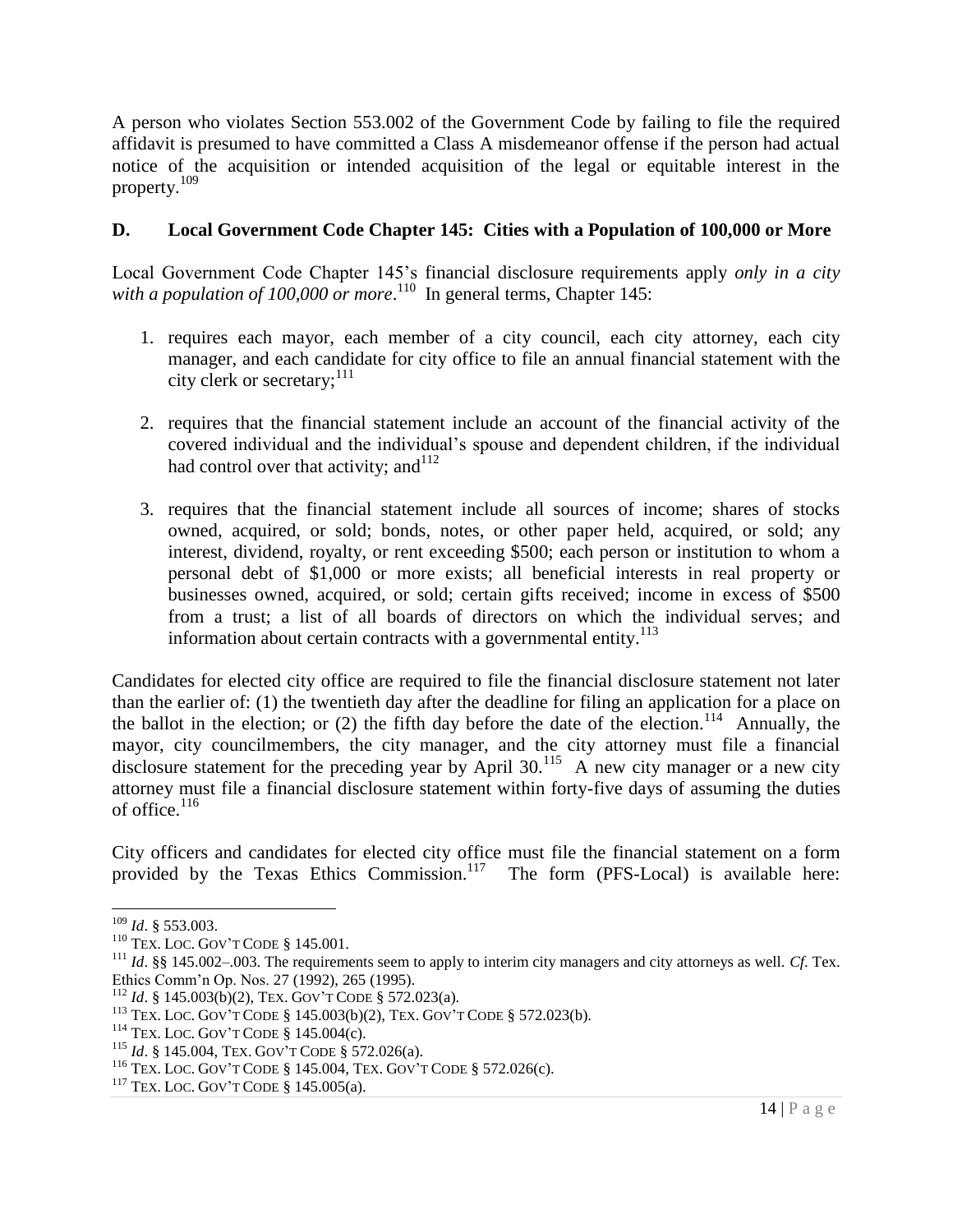A person who violates Section 553.002 of the Government Code by failing to file the required affidavit is presumed to have committed a Class A misdemeanor offense if the person had actual notice of the acquisition or intended acquisition of the legal or equitable interest in the property.[109]

## D. Local Government Code Chapter 145: Cities with a Population of 100,000 or More

Local Government Code Chapter 145's financial disclosure requirements apply *only in a city with a population of 100,000 or more*.[110] In general terms, Chapter 145:

1. requires each mayor, each member of a city council, each city attorney, each city manager, and each candidate for city office to file an annual financial statement with the city clerk or secretary;[111]

2. requires that the financial statement include an account of the financial activity of the covered individual and the individual's spouse and dependent children, if the individual had control over that activity; and[112]

3. requires that the financial statement include all sources of income; shares of stocks owned, acquired, or sold; bonds, notes, or other paper held, acquired, or sold; any interest, dividend, royalty, or rent exceeding $500; each person or institution to whom a personal debt of $1,000 or more exists; all beneficial interests in real property or businesses owned, acquired, or sold; certain gifts received; income in excess of $500 from a trust; a list of all boards of directors on which the individual serves; and information about certain contracts with a governmental entity.[113]

Candidates for elected city office are required to file the financial disclosure statement not later than the earlier of: (1) the twentieth day after the deadline for filing an application for a place on the ballot in the election; or (2) the fifth day before the date of the election.[114] Annually, the mayor, city councilmembers, the city manager, and the city attorney must file a financial disclosure statement for the preceding year by April 30.[115] A new city manager or a new city attorney must file a financial disclosure statement within forty-five days of assuming the duties of office.[116]

City officers and candidates for elected city office must file the financial statement on a form provided by the Texas Ethics Commission.[117] The form (PFS-Local) is available here:

---

[109] *Id*. § 553.003.

[110] TEX. LOC. GOV'T CODE § 145.001.

[111] *Id*. §§ 145.002–.003. The requirements seem to apply to interim city managers and city attorneys as well. *Cf*. Tex. Ethics Comm'n Op. Nos. 27 (1992), 265 (1995).

[112] *Id*. § 145.003(b)(2), TEX. GOV'T CODE § 572.023(a).

[113] TEX. LOC. GOV'T CODE § 145.003(b)(2), TEX. GOV'T CODE § 572.023(b).

[114] TEX. LOC. GOV'T CODE § 145.004(c).

[115] *Id*. § 145.004, TEX. GOV'T CODE § 572.026(a).

[116] TEX. LOC. GOV'T CODE § 145.004, TEX. GOV'T CODE § 572.026(c).

[117] TEX. LOC. GOV'T CODE § 145.005(a).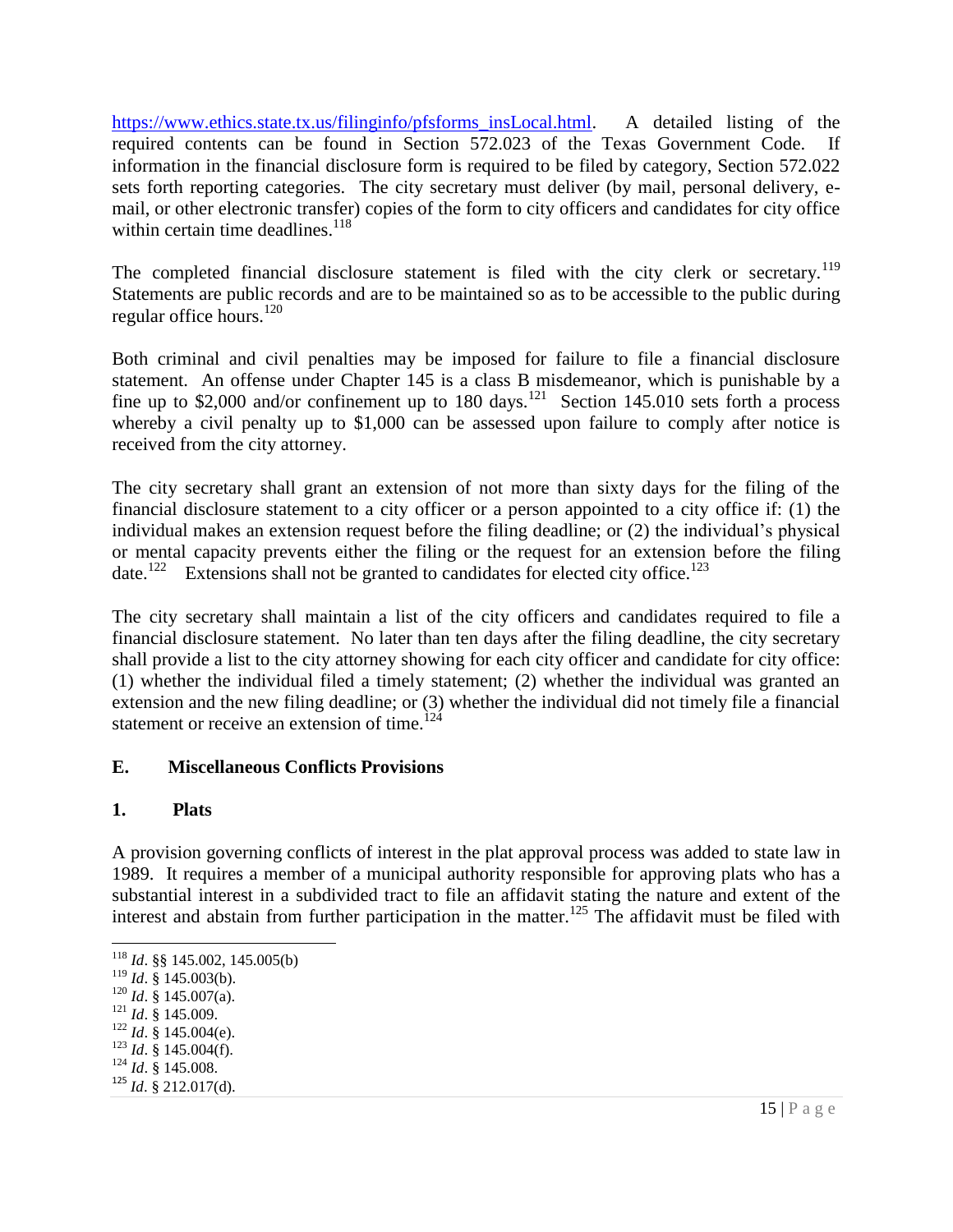https://www.ethics.state.tx.us/filinginfo/pfsforms_insLocal.html. A detailed listing of the required contents can be found in Section 572.023 of the Texas Government Code. If information in the financial disclosure form is required to be filed by category, Section 572.022 sets forth reporting categories. The city secretary must deliver (by mail, personal delivery, e-mail, or other electronic transfer) copies of the form to city officers and candidates for city office within certain time deadlines.[118]

The completed financial disclosure statement is filed with the city clerk or secretary.[119] Statements are public records and are to be maintained so as to be accessible to the public during regular office hours.[120]

Both criminal and civil penalties may be imposed for failure to file a financial disclosure statement. An offense under Chapter 145 is a class B misdemeanor, which is punishable by a fine up to $2,000 and/or confinement up to 180 days.[121] Section 145.010 sets forth a process whereby a civil penalty up to $1,000 can be assessed upon failure to comply after notice is received from the city attorney.

The city secretary shall grant an extension of not more than sixty days for the filing of the financial disclosure statement to a city officer or a person appointed to a city office if: (1) the individual makes an extension request before the filing deadline; or (2) the individual's physical or mental capacity prevents either the filing or the request for an extension before the filing date.[122] Extensions shall not be granted to candidates for elected city office.[123]

The city secretary shall maintain a list of the city officers and candidates required to file a financial disclosure statement. No later than ten days after the filing deadline, the city secretary shall provide a list to the city attorney showing for each city officer and candidate for city office: (1) whether the individual filed a timely statement; (2) whether the individual was granted an extension and the new filing deadline; or (3) whether the individual did not timely file a financial statement or receive an extension of time.[124]

### E. Miscellaneous Conflicts Provisions

#### 1. Plats

A provision governing conflicts of interest in the plat approval process was added to state law in 1989. It requires a member of a municipal authority responsible for approving plats who has a substantial interest in a subdivided tract to file an affidavit stating the nature and extent of the interest and abstain from further participation in the matter.[125] The affidavit must be filed with

---

[118] *Id*. §§ 145.002, 145.005(b)

[119] *Id*. § 145.003(b).

[120] *Id*. § 145.007(a).

[121] *Id*. § 145.009.

[122] *Id*. § 145.004(e).

[123] *Id*. § 145.004(f).

[124] *Id*. § 145.008.

[125] *Id*. § 212.017(d).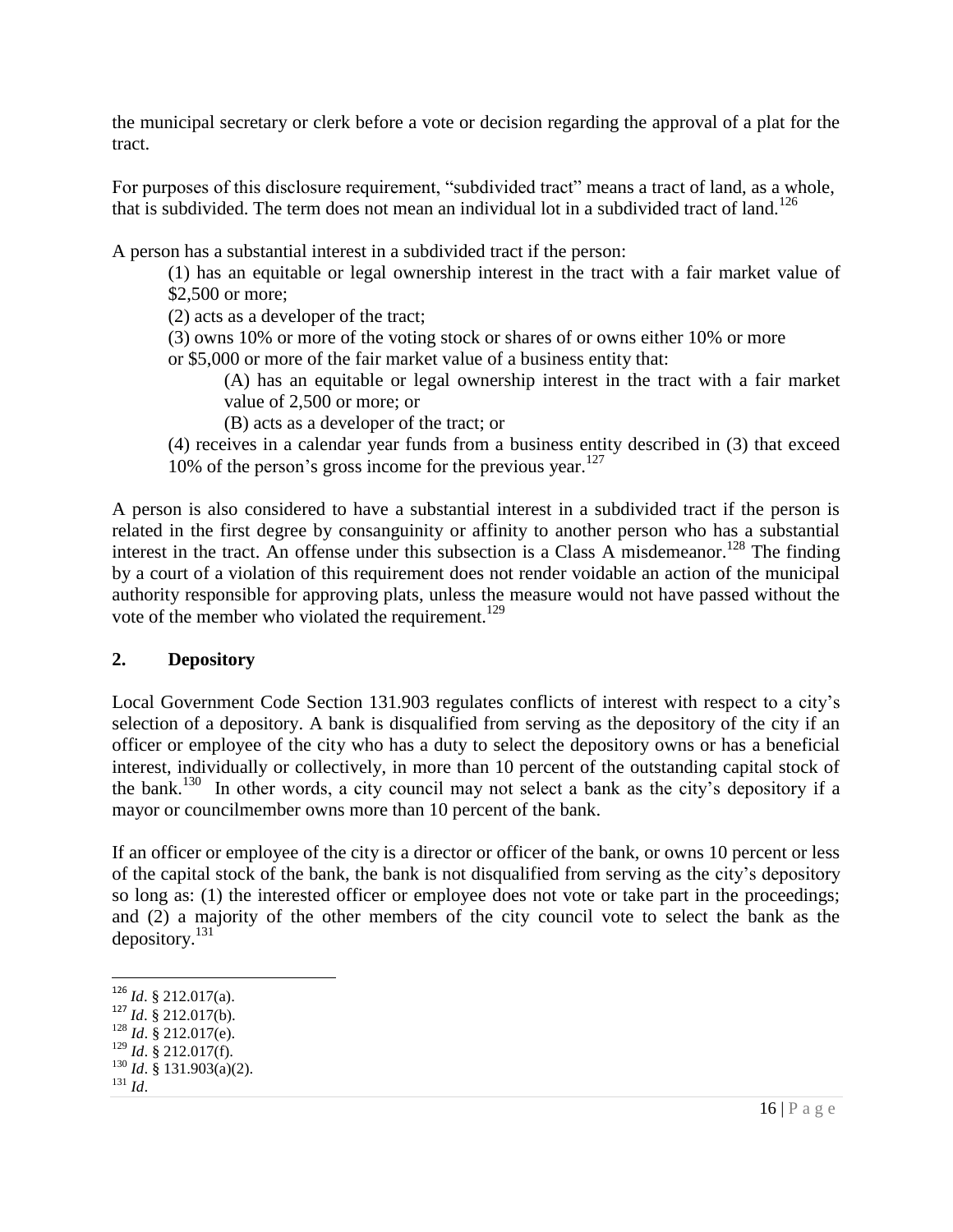the municipal secretary or clerk before a vote or decision regarding the approval of a plat for the tract.

For purposes of this disclosure requirement, "subdivided tract" means a tract of land, as a whole, that is subdivided. The term does not mean an individual lot in a subdivided tract of land.[126]

A person has a substantial interest in a subdivided tract if the person:

> (1) has an equitable or legal ownership interest in the tract with a fair market value of \$2,500 or more;
>
> (2) acts as a developer of the tract;
>
> (3) owns 10% or more of the voting stock or shares of or owns either 10% or more or \$5,000 or more of the fair market value of a business entity that:
>
> > (A) has an equitable or legal ownership interest in the tract with a fair market value of 2,500 or more; or
> >
> > (B) acts as a developer of the tract; or
>
> (4) receives in a calendar year funds from a business entity described in (3) that exceed 10% of the person's gross income for the previous year.[127]

A person is also considered to have a substantial interest in a subdivided tract if the person is related in the first degree by consanguinity or affinity to another person who has a substantial interest in the tract. An offense under this subsection is a Class A misdemeanor.[128] The finding by a court of a violation of this requirement does not render voidable an action of the municipal authority responsible for approving plats, unless the measure would not have passed without the vote of the member who violated the requirement.[129]

## 2. Depository

Local Government Code Section 131.903 regulates conflicts of interest with respect to a city's selection of a depository. A bank is disqualified from serving as the depository of the city if an officer or employee of the city who has a duty to select the depository owns or has a beneficial interest, individually or collectively, in more than 10 percent of the outstanding capital stock of the bank.[130] In other words, a city council may not select a bank as the city's depository if a mayor or councilmember owns more than 10 percent of the bank.

If an officer or employee of the city is a director or officer of the bank, or owns 10 percent or less of the capital stock of the bank, the bank is not disqualified from serving as the city's depository so long as: (1) the interested officer or employee does not vote or take part in the proceedings; and (2) a majority of the other members of the city council vote to select the bank as the depository.[131]

---

[126] *Id*. § 212.017(a).
[127] *Id*. § 212.017(b).
[128] *Id*. § 212.017(e).
[129] *Id*. § 212.017(f).
[130] *Id*. § 131.903(a)(2).
[131] *Id*.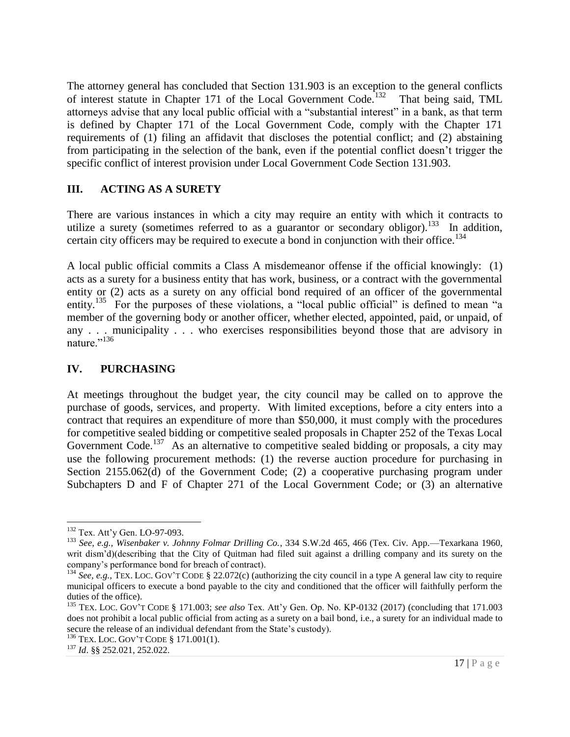The attorney general has concluded that Section 131.903 is an exception to the general conflicts of interest statute in Chapter 171 of the Local Government Code.[132] That being said, TML attorneys advise that any local public official with a "substantial interest" in a bank, as that term is defined by Chapter 171 of the Local Government Code, comply with the Chapter 171 requirements of (1) filing an affidavit that discloses the potential conflict; and (2) abstaining from participating in the selection of the bank, even if the potential conflict doesn't trigger the specific conflict of interest provision under Local Government Code Section 131.903.

## III. ACTING AS A SURETY

There are various instances in which a city may require an entity with which it contracts to utilize a surety (sometimes referred to as a guarantor or secondary obligor).[133] In addition, certain city officers may be required to execute a bond in conjunction with their office.[134]

A local public official commits a Class A misdemeanor offense if the official knowingly: (1) acts as a surety for a business entity that has work, business, or a contract with the governmental entity or (2) acts as a surety on any official bond required of an officer of the governmental entity.[135] For the purposes of these violations, a "local public official" is defined to mean "a member of the governing body or another officer, whether elected, appointed, paid, or unpaid, of any . . . municipality . . . who exercises responsibilities beyond those that are advisory in nature."[136]

## IV. PURCHASING

At meetings throughout the budget year, the city council may be called on to approve the purchase of goods, services, and property. With limited exceptions, before a city enters into a contract that requires an expenditure of more than $50,000, it must comply with the procedures for competitive sealed bidding or competitive sealed proposals in Chapter 252 of the Texas Local Government Code.[137] As an alternative to competitive sealed bidding or proposals, a city may use the following procurement methods: (1) the reverse auction procedure for purchasing in Section 2155.062(d) of the Government Code; (2) a cooperative purchasing program under Subchapters D and F of Chapter 271 of the Local Government Code; or (3) an alternative

---

[132] Tex. Att'y Gen. LO-97-093.

[133] *See, e.g., Wisenbaker v. Johnny Folmar Drilling Co.*, 334 S.W.2d 465, 466 (Tex. Civ. App.—Texarkana 1960, writ dism'd)(describing that the City of Quitman had filed suit against a drilling company and its surety on the company's performance bond for breach of contract).

[134] *See, e.g.,* TEX. LOC. GOV'T CODE § 22.072(c) (authorizing the city council in a type A general law city to require municipal officers to execute a bond payable to the city and conditioned that the officer will faithfully perform the duties of the office).

[135] TEX. LOC. GOV'T CODE § 171.003; *see also* Tex. Att'y Gen. Op. No. KP-0132 (2017) (concluding that 171.003 does not prohibit a local public official from acting as a surety on a bail bond, i.e., a surety for an individual made to secure the release of an individual defendant from the State's custody).

[136] TEX. LOC. GOV'T CODE § 171.001(1).

[137] *Id*. §§ 252.021, 252.022.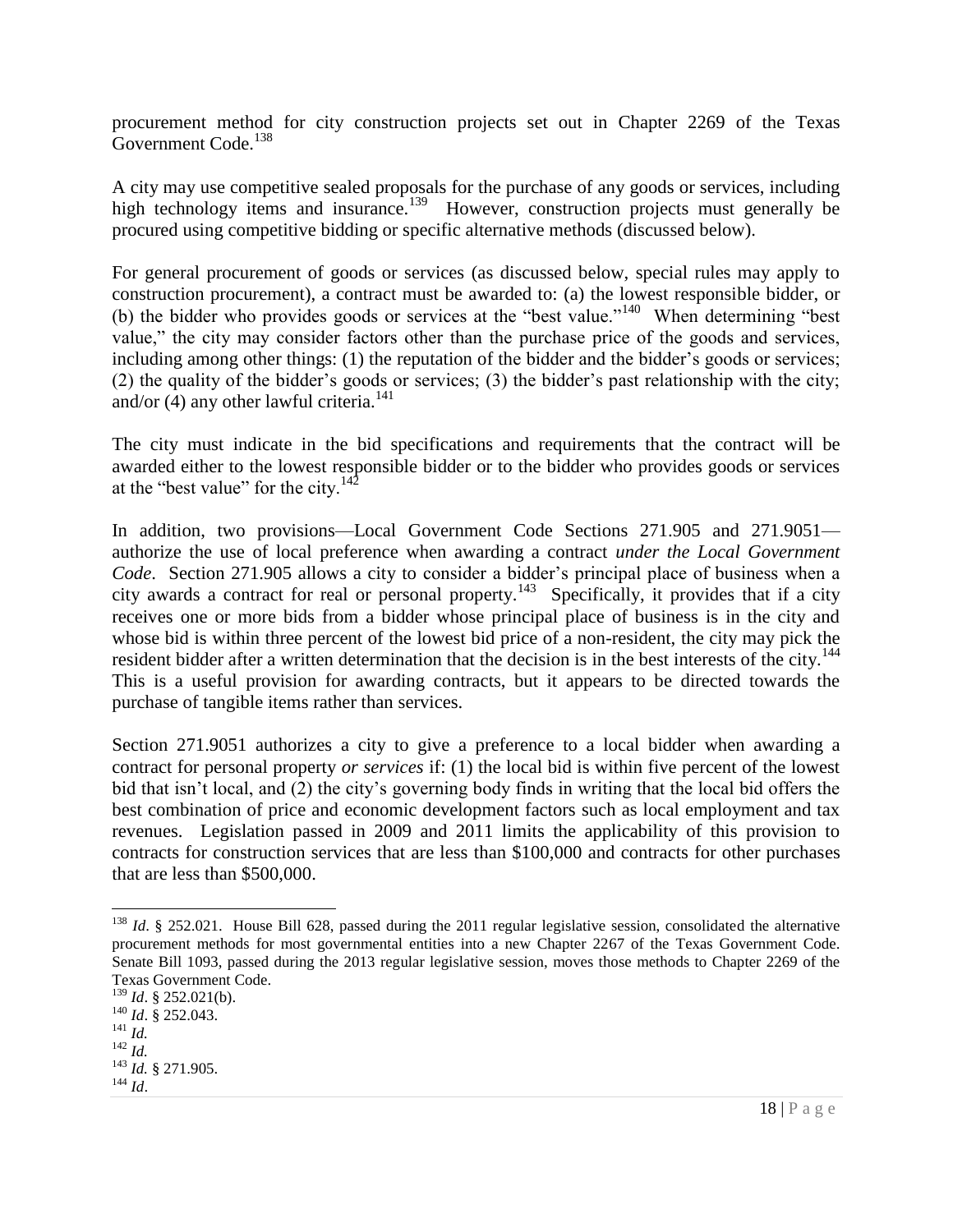procurement method for city construction projects set out in Chapter 2269 of the Texas Government Code.[138]

A city may use competitive sealed proposals for the purchase of any goods or services, including high technology items and insurance.[139] However, construction projects must generally be procured using competitive bidding or specific alternative methods (discussed below).

For general procurement of goods or services (as discussed below, special rules may apply to construction procurement), a contract must be awarded to: (a) the lowest responsible bidder, or (b) the bidder who provides goods or services at the "best value."[140] When determining "best value," the city may consider factors other than the purchase price of the goods and services, including among other things: (1) the reputation of the bidder and the bidder's goods or services; (2) the quality of the bidder's goods or services; (3) the bidder's past relationship with the city; and/or (4) any other lawful criteria.[141]

The city must indicate in the bid specifications and requirements that the contract will be awarded either to the lowest responsible bidder or to the bidder who provides goods or services at the "best value" for the city.[142]

In addition, two provisions—Local Government Code Sections 271.905 and 271.9051—authorize the use of local preference when awarding a contract *under the Local Government Code*. Section 271.905 allows a city to consider a bidder's principal place of business when a city awards a contract for real or personal property.[143] Specifically, it provides that if a city receives one or more bids from a bidder whose principal place of business is in the city and whose bid is within three percent of the lowest bid price of a non-resident, the city may pick the resident bidder after a written determination that the decision is in the best interests of the city.[144] This is a useful provision for awarding contracts, but it appears to be directed towards the purchase of tangible items rather than services.

Section 271.9051 authorizes a city to give a preference to a local bidder when awarding a contract for personal property *or services* if: (1) the local bid is within five percent of the lowest bid that isn't local, and (2) the city's governing body finds in writing that the local bid offers the best combination of price and economic development factors such as local employment and tax revenues. Legislation passed in 2009 and 2011 limits the applicability of this provision to contracts for construction services that are less than $100,000 and contracts for other purchases that are less than $500,000.

---

[138] *Id*. § 252.021. House Bill 628, passed during the 2011 regular legislative session, consolidated the alternative procurement methods for most governmental entities into a new Chapter 2267 of the Texas Government Code. Senate Bill 1093, passed during the 2013 regular legislative session, moves those methods to Chapter 2269 of the Texas Government Code.

[139] *Id*. § 252.021(b).

[140] *Id*. § 252.043.

[141] *Id.*

[142] *Id.*

[143] *Id.* § 271.905.

[144] *Id*.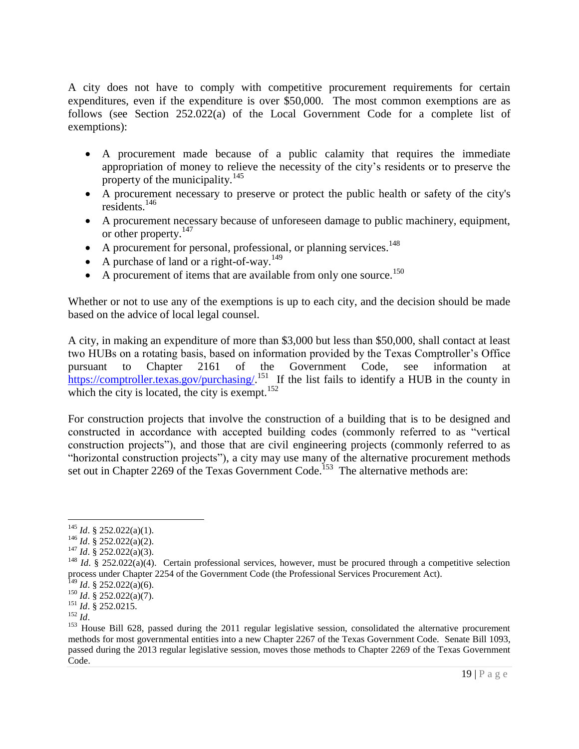A city does not have to comply with competitive procurement requirements for certain expenditures, even if the expenditure is over $50,000. The most common exemptions are as follows (see Section 252.022(a) of the Local Government Code for a complete list of exemptions):

- A procurement made because of a public calamity that requires the immediate appropriation of money to relieve the necessity of the city's residents or to preserve the property of the municipality.[145]
- A procurement necessary to preserve or protect the public health or safety of the city's residents.[146]
- A procurement necessary because of unforeseen damage to public machinery, equipment, or other property.[147]
- A procurement for personal, professional, or planning services.[148]
- A purchase of land or a right-of-way.[149]
- A procurement of items that are available from only one source.[150]

Whether or not to use any of the exemptions is up to each city, and the decision should be made based on the advice of local legal counsel.

A city, in making an expenditure of more than $3,000 but less than $50,000, shall contact at least two HUBs on a rotating basis, based on information provided by the Texas Comptroller's Office pursuant to Chapter 2161 of the Government Code, see information at https://comptroller.texas.gov/purchasing/.[151] If the list fails to identify a HUB in the county in which the city is located, the city is exempt.[152]

For construction projects that involve the construction of a building that is to be designed and constructed in accordance with accepted building codes (commonly referred to as "vertical construction projects"), and those that are civil engineering projects (commonly referred to as "horizontal construction projects"), a city may use many of the alternative procurement methods set out in Chapter 2269 of the Texas Government Code.[153] The alternative methods are:

---

[145] *Id*. § 252.022(a)(1).

[146] *Id*. § 252.022(a)(2).

[147] *Id*. § 252.022(a)(3).

[148] *Id*. § 252.022(a)(4). Certain professional services, however, must be procured through a competitive selection process under Chapter 2254 of the Government Code (the Professional Services Procurement Act).

[149] *Id*. § 252.022(a)(6).

[150] *Id*. § 252.022(a)(7).

[151] *Id*. § 252.0215.

[152] *Id*.

[153] House Bill 628, passed during the 2011 regular legislative session, consolidated the alternative procurement methods for most governmental entities into a new Chapter 2267 of the Texas Government Code. Senate Bill 1093, passed during the 2013 regular legislative session, moves those methods to Chapter 2269 of the Texas Government Code.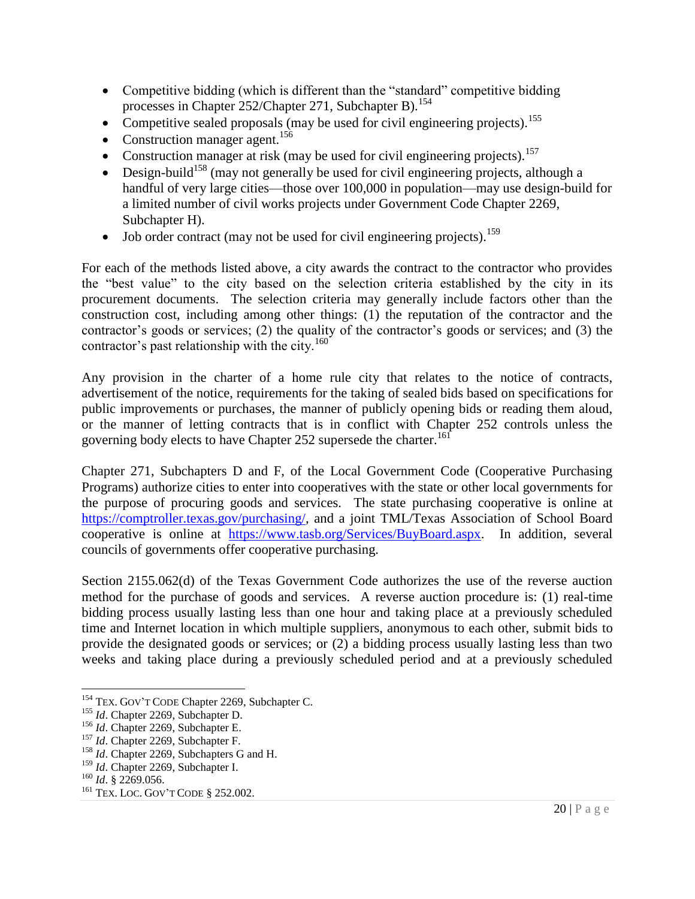- Competitive bidding (which is different than the "standard" competitive bidding processes in Chapter 252/Chapter 271, Subchapter B).[154]
- Competitive sealed proposals (may be used for civil engineering projects).[155]
- Construction manager agent.[156]
- Construction manager at risk (may be used for civil engineering projects).[157]
- Design-build[158] (may not generally be used for civil engineering projects, although a handful of very large cities—those over 100,000 in population—may use design-build for a limited number of civil works projects under Government Code Chapter 2269, Subchapter H).
- Job order contract (may not be used for civil engineering projects).[159]

For each of the methods listed above, a city awards the contract to the contractor who provides the "best value" to the city based on the selection criteria established by the city in its procurement documents. The selection criteria may generally include factors other than the construction cost, including among other things: (1) the reputation of the contractor and the contractor's goods or services; (2) the quality of the contractor's goods or services; and (3) the contractor's past relationship with the city.[160]

Any provision in the charter of a home rule city that relates to the notice of contracts, advertisement of the notice, requirements for the taking of sealed bids based on specifications for public improvements or purchases, the manner of publicly opening bids or reading them aloud, or the manner of letting contracts that is in conflict with Chapter 252 controls unless the governing body elects to have Chapter 252 supersede the charter.[161]

Chapter 271, Subchapters D and F, of the Local Government Code (Cooperative Purchasing Programs) authorize cities to enter into cooperatives with the state or other local governments for the purpose of procuring goods and services. The state purchasing cooperative is online at https://comptroller.texas.gov/purchasing/, and a joint TML/Texas Association of School Board cooperative is online at https://www.tasb.org/Services/BuyBoard.aspx. In addition, several councils of governments offer cooperative purchasing.

Section 2155.062(d) of the Texas Government Code authorizes the use of the reverse auction method for the purchase of goods and services. A reverse auction procedure is: (1) real-time bidding process usually lasting less than one hour and taking place at a previously scheduled time and Internet location in which multiple suppliers, anonymous to each other, submit bids to provide the designated goods or services; or (2) a bidding process usually lasting less than two weeks and taking place during a previously scheduled period and at a previously scheduled

---

[154] TEX. GOV'T CODE Chapter 2269, Subchapter C.
[155] *Id*. Chapter 2269, Subchapter D.
[156] *Id*. Chapter 2269, Subchapter E.
[157] *Id*. Chapter 2269, Subchapter F.
[158] *Id*. Chapter 2269, Subchapters G and H.
[159] *Id*. Chapter 2269, Subchapter I.
[160] *Id*. § 2269.056.
[161] TEX. LOC. GOV'T CODE § 252.002.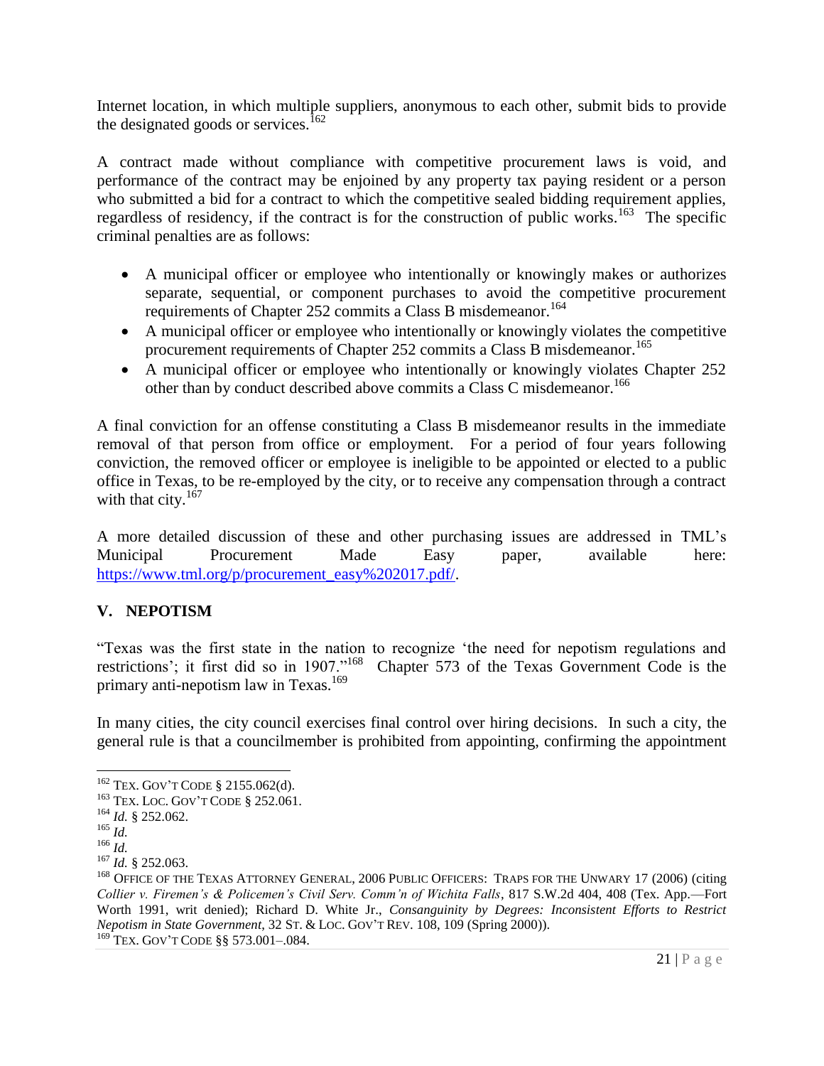Internet location, in which multiple suppliers, anonymous to each other, submit bids to provide the designated goods or services.[162]

A contract made without compliance with competitive procurement laws is void, and performance of the contract may be enjoined by any property tax paying resident or a person who submitted a bid for a contract to which the competitive sealed bidding requirement applies, regardless of residency, if the contract is for the construction of public works.[163] The specific criminal penalties are as follows:

- A municipal officer or employee who intentionally or knowingly makes or authorizes separate, sequential, or component purchases to avoid the competitive procurement requirements of Chapter 252 commits a Class B misdemeanor.[164]
- A municipal officer or employee who intentionally or knowingly violates the competitive procurement requirements of Chapter 252 commits a Class B misdemeanor.[165]
- A municipal officer or employee who intentionally or knowingly violates Chapter 252 other than by conduct described above commits a Class C misdemeanor.[166]

A final conviction for an offense constituting a Class B misdemeanor results in the immediate removal of that person from office or employment. For a period of four years following conviction, the removed officer or employee is ineligible to be appointed or elected to a public office in Texas, to be re-employed by the city, or to receive any compensation through a contract with that city.[167]

A more detailed discussion of these and other purchasing issues are addressed in TML's Municipal Procurement Made Easy paper, available here: https://www.tml.org/p/procurement_easy%202017.pdf/.

## V. NEPOTISM

"Texas was the first state in the nation to recognize 'the need for nepotism regulations and restrictions'; it first did so in 1907."[168] Chapter 573 of the Texas Government Code is the primary anti-nepotism law in Texas.[169]

In many cities, the city council exercises final control over hiring decisions. In such a city, the general rule is that a councilmember is prohibited from appointing, confirming the appointment

---

[162] TEX. GOV'T CODE § 2155.062(d).
[163] TEX. LOC. GOV'T CODE § 252.061.
[164] *Id.* § 252.062.
[165] *Id.*
[166] *Id.*
[167] *Id.* § 252.063.
[168] OFFICE OF THE TEXAS ATTORNEY GENERAL, 2006 PUBLIC OFFICERS: TRAPS FOR THE UNWARY 17 (2006) (citing *Collier v. Firemen's & Policemen's Civil Serv. Comm'n of Wichita Falls*, 817 S.W.2d 404, 408 (Tex. App.—Fort Worth 1991, writ denied); Richard D. White Jr., *Consanguinity by Degrees: Inconsistent Efforts to Restrict Nepotism in State Government*, 32 ST. & LOC. GOV'T REV. 108, 109 (Spring 2000)).
[169] TEX. GOV'T CODE §§ 573.001–.084.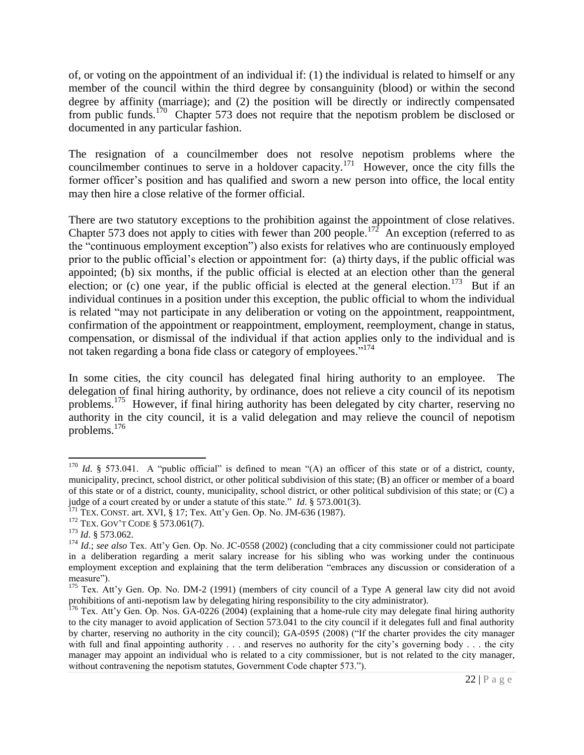of, or voting on the appointment of an individual if: (1) the individual is related to himself or any member of the council within the third degree by consanguinity (blood) or within the second degree by affinity (marriage); and (2) the position will be directly or indirectly compensated from public funds.[170] Chapter 573 does not require that the nepotism problem be disclosed or documented in any particular fashion.

The resignation of a councilmember does not resolve nepotism problems where the councilmember continues to serve in a holdover capacity.[171] However, once the city fills the former officer's position and has qualified and sworn a new person into office, the local entity may then hire a close relative of the former official.

There are two statutory exceptions to the prohibition against the appointment of close relatives. Chapter 573 does not apply to cities with fewer than 200 people.[172] An exception (referred to as the "continuous employment exception") also exists for relatives who are continuously employed prior to the public official's election or appointment for: (a) thirty days, if the public official was appointed; (b) six months, if the public official is elected at an election other than the general election; or (c) one year, if the public official is elected at the general election.[173] But if an individual continues in a position under this exception, the public official to whom the individual is related "may not participate in any deliberation or voting on the appointment, reappointment, confirmation of the appointment or reappointment, employment, reemployment, change in status, compensation, or dismissal of the individual if that action applies only to the individual and is not taken regarding a bona fide class or category of employees."[174]

In some cities, the city council has delegated final hiring authority to an employee. The delegation of final hiring authority, by ordinance, does not relieve a city council of its nepotism problems.[175] However, if final hiring authority has been delegated by city charter, reserving no authority in the city council, it is a valid delegation and may relieve the council of nepotism problems.[176]

---

[170] *Id.* § 573.041. A "public official" is defined to mean "(A) an officer of this state or of a district, county, municipality, precinct, school district, or other political subdivision of this state; (B) an officer or member of a board of this state or of a district, county, municipality, school district, or other political subdivision of this state; or (C) a judge of a court created by or under a statute of this state." *Id.* § 573.001(3).

[171] TEX. CONST. art. XVI, § 17; Tex. Att'y Gen. Op. No. JM-636 (1987).

[172] TEX. GOV'T CODE § 573.061(7).

[173] *Id*. § 573.062.

[174] *Id*.; *see also* Tex. Att'y Gen. Op. No. JC-0558 (2002) (concluding that a city commissioner could not participate in a deliberation regarding a merit salary increase for his sibling who was working under the continuous employment exception and explaining that the term deliberation "embraces any discussion or consideration of a measure").

[175] Tex. Att'y Gen. Op. No. DM-2 (1991) (members of city council of a Type A general law city did not avoid prohibitions of anti-nepotism law by delegating hiring responsibility to the city administrator).

[176] Tex. Att'y Gen. Op. Nos. GA-0226 (2004) (explaining that a home-rule city may delegate final hiring authority to the city manager to avoid application of Section 573.041 to the city council if it delegates full and final authority by charter, reserving no authority in the city council); GA-0595 (2008) ("If the charter provides the city manager with full and final appointing authority . . . and reserves no authority for the city's governing body . . . the city manager may appoint an individual who is related to a city commissioner, but is not related to the city manager, without contravening the nepotism statutes, Government Code chapter 573.").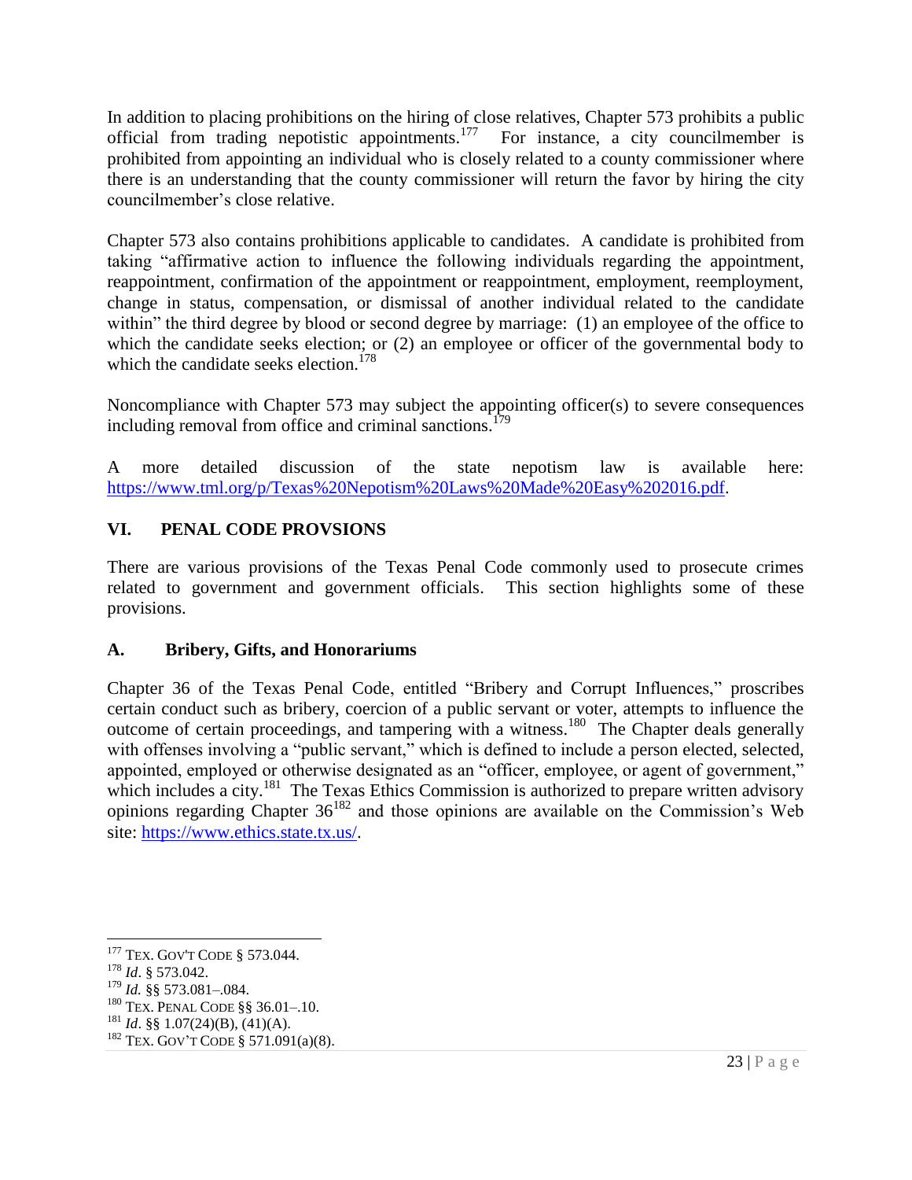In addition to placing prohibitions on the hiring of close relatives, Chapter 573 prohibits a public official from trading nepotistic appointments.[177] For instance, a city councilmember is prohibited from appointing an individual who is closely related to a county commissioner where there is an understanding that the county commissioner will return the favor by hiring the city councilmember's close relative.

Chapter 573 also contains prohibitions applicable to candidates. A candidate is prohibited from taking "affirmative action to influence the following individuals regarding the appointment, reappointment, confirmation of the appointment or reappointment, employment, reemployment, change in status, compensation, or dismissal of another individual related to the candidate within" the third degree by blood or second degree by marriage: (1) an employee of the office to which the candidate seeks election; or (2) an employee or officer of the governmental body to which the candidate seeks election.[178]

Noncompliance with Chapter 573 may subject the appointing officer(s) to severe consequences including removal from office and criminal sanctions.[179]

A more detailed discussion of the state nepotism law is available here: https://www.tml.org/p/Texas%20Nepotism%20Laws%20Made%20Easy%202016.pdf.

## VI. PENAL CODE PROVSIONS

There are various provisions of the Texas Penal Code commonly used to prosecute crimes related to government and government officials. This section highlights some of these provisions.

### A. Bribery, Gifts, and Honorariums

Chapter 36 of the Texas Penal Code, entitled "Bribery and Corrupt Influences," proscribes certain conduct such as bribery, coercion of a public servant or voter, attempts to influence the outcome of certain proceedings, and tampering with a witness.[180] The Chapter deals generally with offenses involving a "public servant," which is defined to include a person elected, selected, appointed, employed or otherwise designated as an "officer, employee, or agent of government," which includes a city.[181] The Texas Ethics Commission is authorized to prepare written advisory opinions regarding Chapter 36[182] and those opinions are available on the Commission's Web site: https://www.ethics.state.tx.us/.

---

[177] TEX. GOV'T CODE § 573.044.
[178] *Id*. § 573.042.
[179] *Id.* §§ 573.081–.084.
[180] TEX. PENAL CODE §§ 36.01–.10.
[181] *Id*. §§ 1.07(24)(B), (41)(A).
[182] TEX. GOV'T CODE § 571.091(a)(8).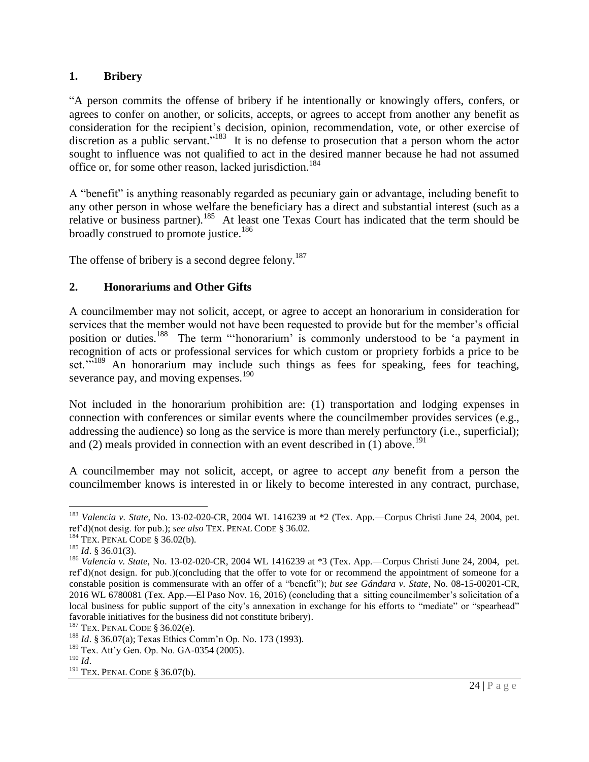### 1. Bribery

"A person commits the offense of bribery if he intentionally or knowingly offers, confers, or agrees to confer on another, or solicits, accepts, or agrees to accept from another any benefit as consideration for the recipient's decision, opinion, recommendation, vote, or other exercise of discretion as a public servant."[183] It is no defense to prosecution that a person whom the actor sought to influence was not qualified to act in the desired manner because he had not assumed office or, for some other reason, lacked jurisdiction.[184]

A "benefit" is anything reasonably regarded as pecuniary gain or advantage, including benefit to any other person in whose welfare the beneficiary has a direct and substantial interest (such as a relative or business partner).[185] At least one Texas Court has indicated that the term should be broadly construed to promote justice.[186]

The offense of bribery is a second degree felony.[187]

### 2. Honorariums and Other Gifts

A councilmember may not solicit, accept, or agree to accept an honorarium in consideration for services that the member would not have been requested to provide but for the member's official position or duties.[188] The term "'honorarium' is commonly understood to be 'a payment in recognition of acts or professional services for which custom or propriety forbids a price to be set.'"[189] An honorarium may include such things as fees for speaking, fees for teaching, severance pay, and moving expenses.[190]

Not included in the honorarium prohibition are: (1) transportation and lodging expenses in connection with conferences or similar events where the councilmember provides services (e.g., addressing the audience) so long as the service is more than merely perfunctory (i.e., superficial); and (2) meals provided in connection with an event described in (1) above.[191]

A councilmember may not solicit, accept, or agree to accept *any* benefit from a person the councilmember knows is interested in or likely to become interested in any contract, purchase,

---

[183] *Valencia v. State*, No. 13-02-020-CR, 2004 WL 1416239 at *2 (Tex. App.—Corpus Christi June 24, 2004, pet. ref'd)(not desig. for pub.); *see also* TEX. PENAL CODE § 36.02.

[184] TEX. PENAL CODE § 36.02(b).

[185] *Id*. § 36.01(3).

[186] *Valencia v. State*, No. 13-02-020-CR, 2004 WL 1416239 at *3 (Tex. App.—Corpus Christi June 24, 2004, pet. ref'd)(not design. for pub.)(concluding that the offer to vote for or recommend the appointment of someone for a constable position is commensurate with an offer of a "benefit"); *but see Gándara v. State*, No. 08-15-00201-CR, 2016 WL 6780081 (Tex. App.—El Paso Nov. 16, 2016) (concluding that a sitting councilmember's solicitation of a local business for public support of the city's annexation in exchange for his efforts to "mediate" or "spearhead" favorable initiatives for the business did not constitute bribery).

[187] TEX. PENAL CODE § 36.02(e).

[188] *Id*. § 36.07(a); Texas Ethics Comm'n Op. No. 173 (1993).

[189] Tex. Att'y Gen. Op. No. GA-0354 (2005).

[190] *Id*.

[191] TEX. PENAL CODE § 36.07(b).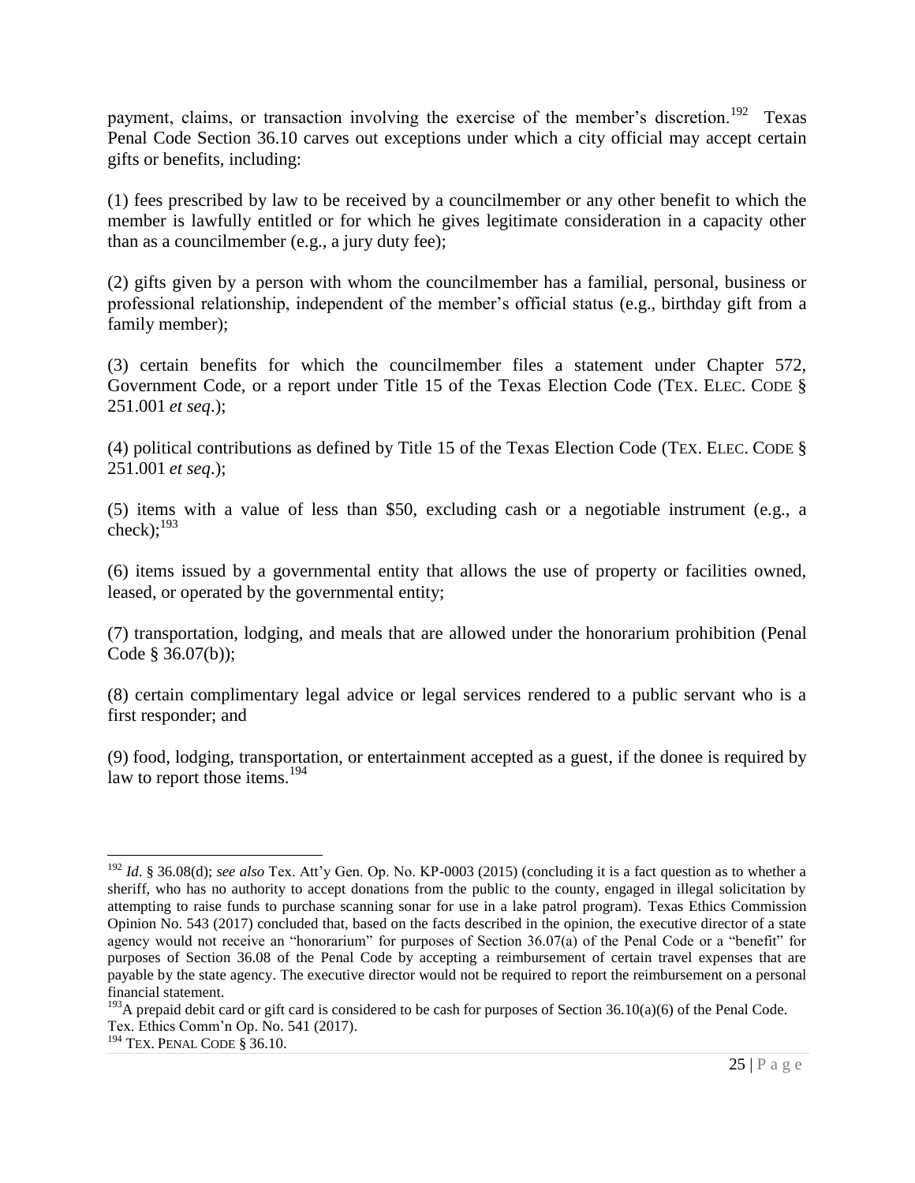payment, claims, or transaction involving the exercise of the member's discretion.[192] Texas Penal Code Section 36.10 carves out exceptions under which a city official may accept certain gifts or benefits, including:

(1) fees prescribed by law to be received by a councilmember or any other benefit to which the member is lawfully entitled or for which he gives legitimate consideration in a capacity other than as a councilmember (e.g., a jury duty fee);

(2) gifts given by a person with whom the councilmember has a familial, personal, business or professional relationship, independent of the member's official status (e.g., birthday gift from a family member);

(3) certain benefits for which the councilmember files a statement under Chapter 572, Government Code, or a report under Title 15 of the Texas Election Code (TEX. ELEC. CODE § 251.001 *et seq*.);

(4) political contributions as defined by Title 15 of the Texas Election Code (TEX. ELEC. CODE § 251.001 *et seq*.);

(5) items with a value of less than $50, excluding cash or a negotiable instrument (e.g., a check);[193]

(6) items issued by a governmental entity that allows the use of property or facilities owned, leased, or operated by the governmental entity;

(7) transportation, lodging, and meals that are allowed under the honorarium prohibition (Penal Code § 36.07(b));

(8) certain complimentary legal advice or legal services rendered to a public servant who is a first responder; and

(9) food, lodging, transportation, or entertainment accepted as a guest, if the donee is required by law to report those items.[194]

---

[192] *Id*. § 36.08(d); *see also* Tex. Att'y Gen. Op. No. KP-0003 (2015) (concluding it is a fact question as to whether a sheriff, who has no authority to accept donations from the public to the county, engaged in illegal solicitation by attempting to raise funds to purchase scanning sonar for use in a lake patrol program). Texas Ethics Commission Opinion No. 543 (2017) concluded that, based on the facts described in the opinion, the executive director of a state agency would not receive an "honorarium" for purposes of Section 36.07(a) of the Penal Code or a "benefit" for purposes of Section 36.08 of the Penal Code by accepting a reimbursement of certain travel expenses that are payable by the state agency. The executive director would not be required to report the reimbursement on a personal financial statement.

[193] A prepaid debit card or gift card is considered to be cash for purposes of Section 36.10(a)(6) of the Penal Code. Tex. Ethics Comm'n Op. No. 541 (2017).

[194] TEX. PENAL CODE § 36.10.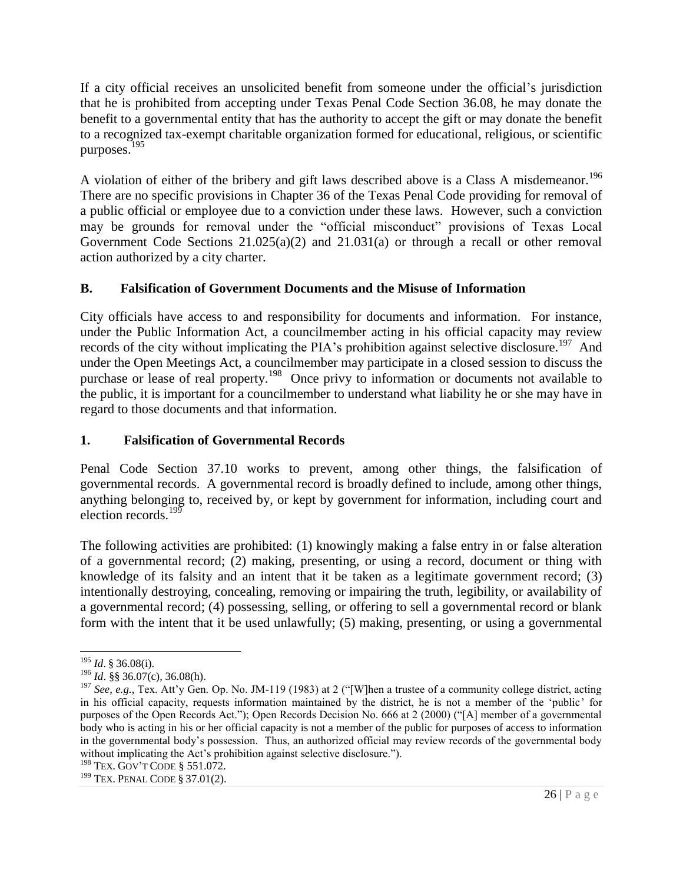If a city official receives an unsolicited benefit from someone under the official's jurisdiction that he is prohibited from accepting under Texas Penal Code Section 36.08, he may donate the benefit to a governmental entity that has the authority to accept the gift or may donate the benefit to a recognized tax-exempt charitable organization formed for educational, religious, or scientific purposes.[195]

A violation of either of the bribery and gift laws described above is a Class A misdemeanor.[196] There are no specific provisions in Chapter 36 of the Texas Penal Code providing for removal of a public official or employee due to a conviction under these laws. However, such a conviction may be grounds for removal under the "official misconduct" provisions of Texas Local Government Code Sections 21.025(a)(2) and 21.031(a) or through a recall or other removal action authorized by a city charter.

## B. Falsification of Government Documents and the Misuse of Information

City officials have access to and responsibility for documents and information. For instance, under the Public Information Act, a councilmember acting in his official capacity may review records of the city without implicating the PIA's prohibition against selective disclosure.[197] And under the Open Meetings Act, a councilmember may participate in a closed session to discuss the purchase or lease of real property.[198] Once privy to information or documents not available to the public, it is important for a councilmember to understand what liability he or she may have in regard to those documents and that information.

### 1. Falsification of Governmental Records

Penal Code Section 37.10 works to prevent, among other things, the falsification of governmental records. A governmental record is broadly defined to include, among other things, anything belonging to, received by, or kept by government for information, including court and election records.[199]

The following activities are prohibited: (1) knowingly making a false entry in or false alteration of a governmental record; (2) making, presenting, or using a record, document or thing with knowledge of its falsity and an intent that it be taken as a legitimate government record; (3) intentionally destroying, concealing, removing or impairing the truth, legibility, or availability of a governmental record; (4) possessing, selling, or offering to sell a governmental record or blank form with the intent that it be used unlawfully; (5) making, presenting, or using a governmental

---

[195] *Id*. § 36.08(i).

[196] *Id*. §§ 36.07(c), 36.08(h).

[197] *See, e.g.*, Tex. Att'y Gen. Op. No. JM-119 (1983) at 2 ("[W]hen a trustee of a community college district, acting in his official capacity, requests information maintained by the district, he is not a member of the 'public' for purposes of the Open Records Act."); Open Records Decision No. 666 at 2 (2000) ("[A] member of a governmental body who is acting in his or her official capacity is not a member of the public for purposes of access to information in the governmental body's possession. Thus, an authorized official may review records of the governmental body without implicating the Act's prohibition against selective disclosure.").

[198] TEX. GOV'T CODE § 551.072.

[199] TEX. PENAL CODE § 37.01(2).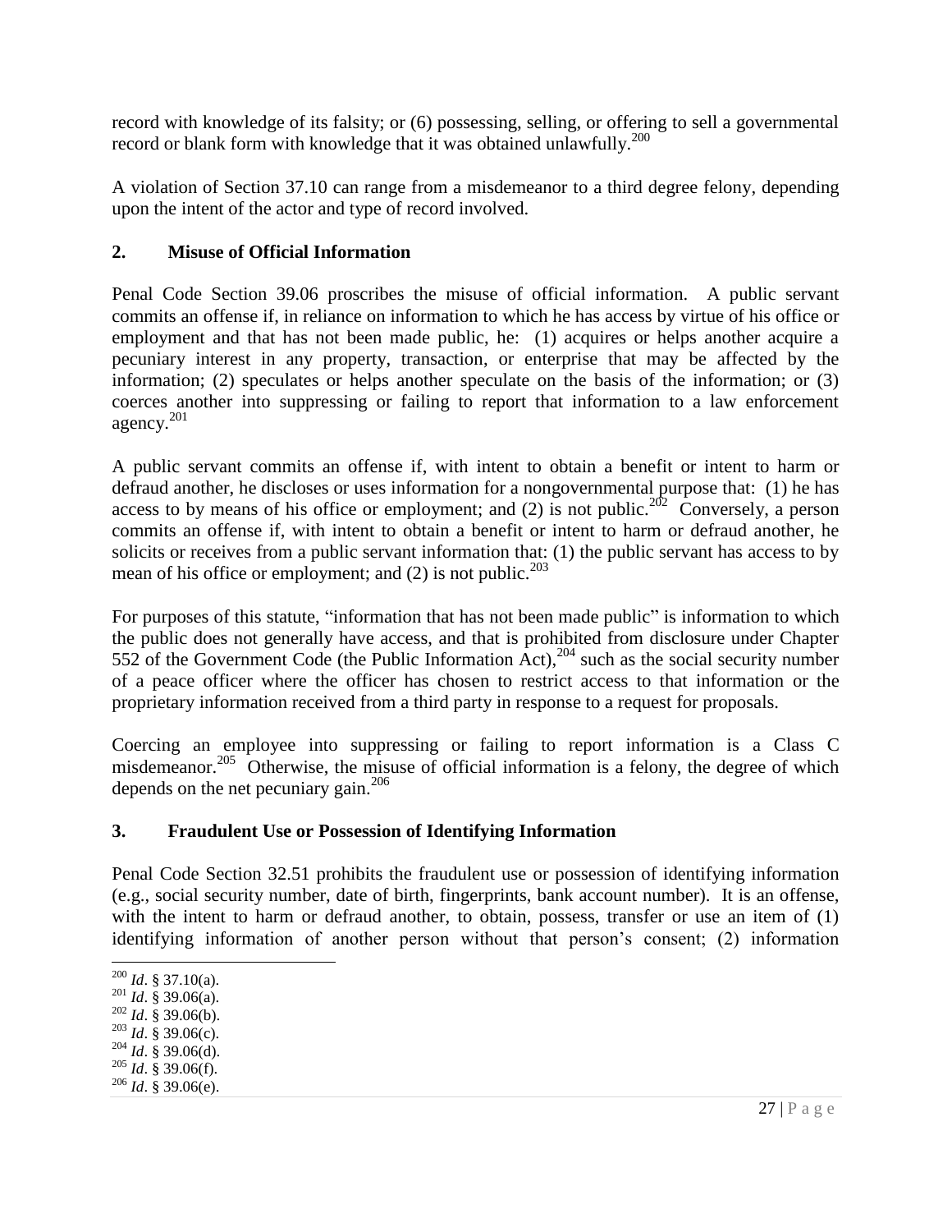record with knowledge of its falsity; or (6) possessing, selling, or offering to sell a governmental record or blank form with knowledge that it was obtained unlawfully.[200]

A violation of Section 37.10 can range from a misdemeanor to a third degree felony, depending upon the intent of the actor and type of record involved.

### 2. Misuse of Official Information

Penal Code Section 39.06 proscribes the misuse of official information. A public servant commits an offense if, in reliance on information to which he has access by virtue of his office or employment and that has not been made public, he: (1) acquires or helps another acquire a pecuniary interest in any property, transaction, or enterprise that may be affected by the information; (2) speculates or helps another speculate on the basis of the information; or (3) coerces another into suppressing or failing to report that information to a law enforcement agency.[201]

A public servant commits an offense if, with intent to obtain a benefit or intent to harm or defraud another, he discloses or uses information for a nongovernmental purpose that: (1) he has access to by means of his office or employment; and (2) is not public.[202] Conversely, a person commits an offense if, with intent to obtain a benefit or intent to harm or defraud another, he solicits or receives from a public servant information that: (1) the public servant has access to by mean of his office or employment; and (2) is not public.[203]

For purposes of this statute, "information that has not been made public" is information to which the public does not generally have access, and that is prohibited from disclosure under Chapter 552 of the Government Code (the Public Information Act),[204] such as the social security number of a peace officer where the officer has chosen to restrict access to that information or the proprietary information received from a third party in response to a request for proposals.

Coercing an employee into suppressing or failing to report information is a Class C misdemeanor.[205] Otherwise, the misuse of official information is a felony, the degree of which depends on the net pecuniary gain.[206]

### 3. Fraudulent Use or Possession of Identifying Information

Penal Code Section 32.51 prohibits the fraudulent use or possession of identifying information (e.g., social security number, date of birth, fingerprints, bank account number). It is an offense, with the intent to harm or defraud another, to obtain, possess, transfer or use an item of (1) identifying information of another person without that person's consent; (2) information

---

[200] *Id*. § 37.10(a).
[201] *Id*. § 39.06(a).
[202] *Id*. § 39.06(b).
[203] *Id*. § 39.06(c).
[204] *Id*. § 39.06(d).
[205] *Id*. § 39.06(f).
[206] *Id*. § 39.06(e).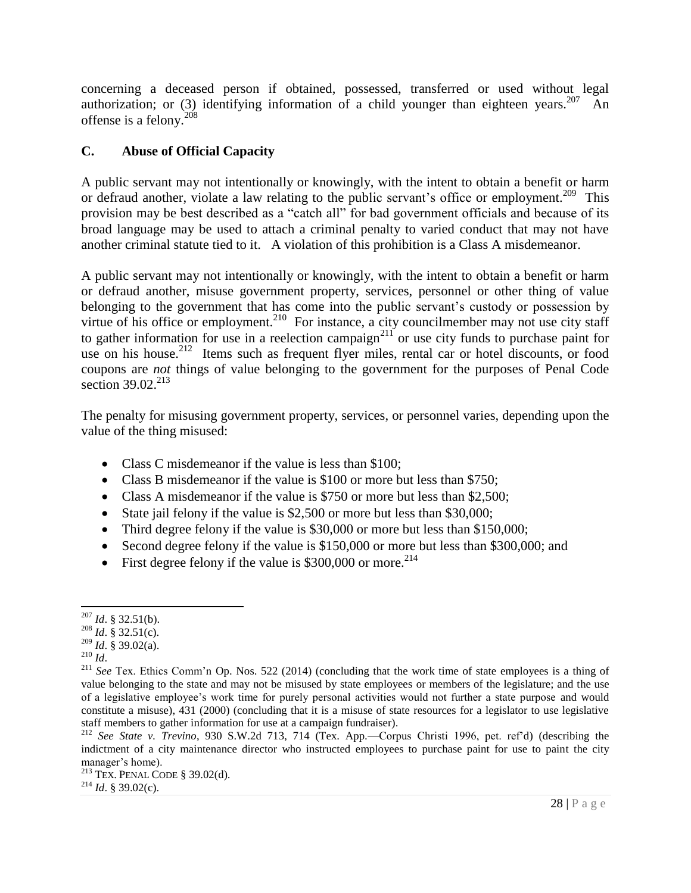concerning a deceased person if obtained, possessed, transferred or used without legal authorization; or (3) identifying information of a child younger than eighteen years.[207] An offense is a felony.[208]

### C. Abuse of Official Capacity

A public servant may not intentionally or knowingly, with the intent to obtain a benefit or harm or defraud another, violate a law relating to the public servant's office or employment.[209] This provision may be best described as a "catch all" for bad government officials and because of its broad language may be used to attach a criminal penalty to varied conduct that may not have another criminal statute tied to it. A violation of this prohibition is a Class A misdemeanor.

A public servant may not intentionally or knowingly, with the intent to obtain a benefit or harm or defraud another, misuse government property, services, personnel or other thing of value belonging to the government that has come into the public servant's custody or possession by virtue of his office or employment.[210] For instance, a city councilmember may not use city staff to gather information for use in a reelection campaign[211] or use city funds to purchase paint for use on his house.[212] Items such as frequent flyer miles, rental car or hotel discounts, or food coupons are *not* things of value belonging to the government for the purposes of Penal Code section 39.02.[213]

The penalty for misusing government property, services, or personnel varies, depending upon the value of the thing misused:

- Class C misdemeanor if the value is less than $100;
- Class B misdemeanor if the value is $100 or more but less than $750;
- Class A misdemeanor if the value is $750 or more but less than $2,500;
- State jail felony if the value is $2,500 or more but less than $30,000;
- Third degree felony if the value is $30,000 or more but less than $150,000;
- Second degree felony if the value is $150,000 or more but less than $300,000; and
- First degree felony if the value is $300,000 or more.[214]

---

[207] *Id*. § 32.51(b).
[208] *Id*. § 32.51(c).
[209] *Id*. § 39.02(a).
[210] *Id*.
[211] *See* Tex. Ethics Comm'n Op. Nos. 522 (2014) (concluding that the work time of state employees is a thing of value belonging to the state and may not be misused by state employees or members of the legislature; and the use of a legislative employee's work time for purely personal activities would not further a state purpose and would constitute a misuse), 431 (2000) (concluding that it is a misuse of state resources for a legislator to use legislative staff members to gather information for use at a campaign fundraiser).
[212] *See State v. Trevino*, 930 S.W.2d 713, 714 (Tex. App.—Corpus Christi 1996, pet. ref'd) (describing the indictment of a city maintenance director who instructed employees to purchase paint for use to paint the city manager's home).
[213] TEX. PENAL CODE § 39.02(d).
[214] *Id*. § 39.02(c).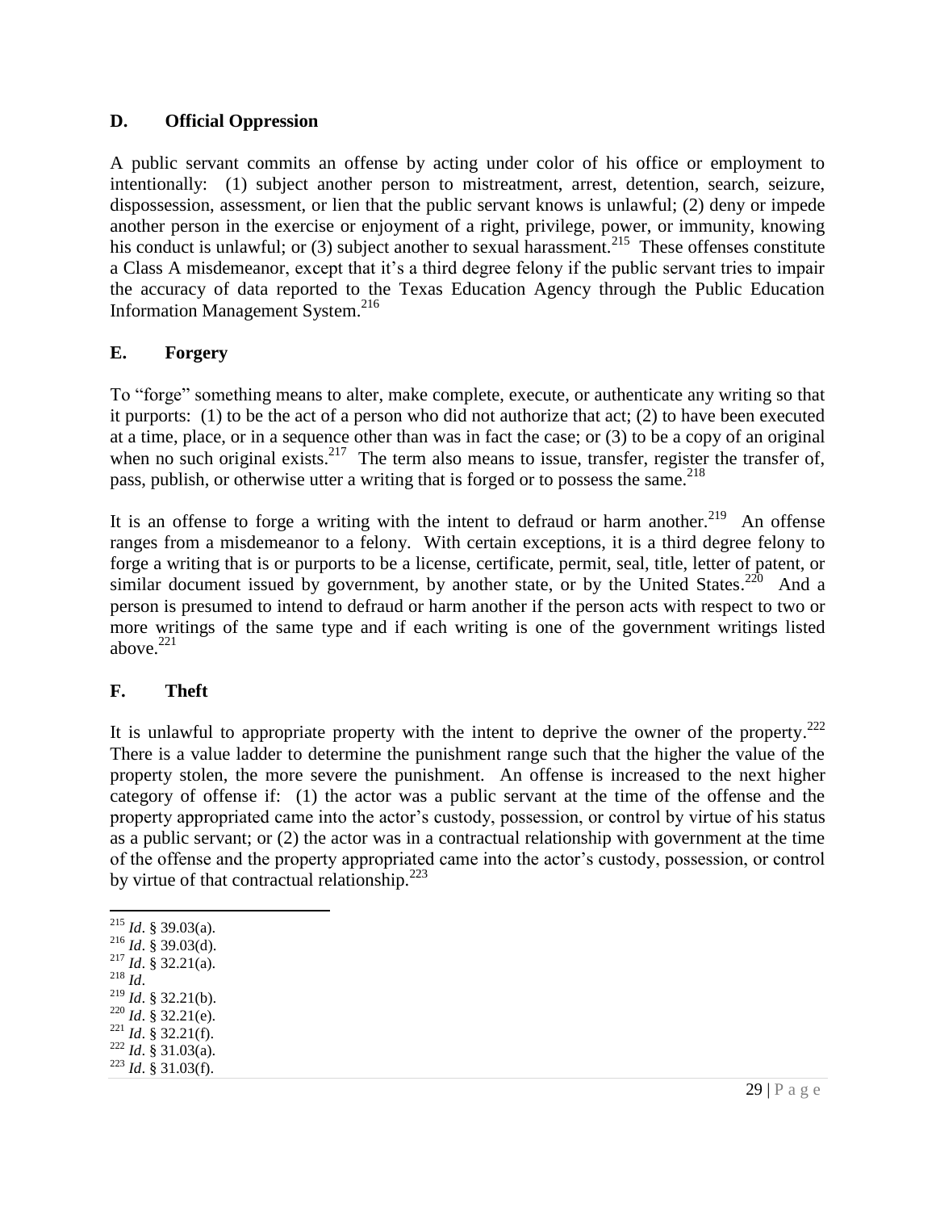### D. Official Oppression

A public servant commits an offense by acting under color of his office or employment to intentionally: (1) subject another person to mistreatment, arrest, detention, search, seizure, dispossession, assessment, or lien that the public servant knows is unlawful; (2) deny or impede another person in the exercise or enjoyment of a right, privilege, power, or immunity, knowing his conduct is unlawful; or (3) subject another to sexual harassment.[215] These offenses constitute a Class A misdemeanor, except that it's a third degree felony if the public servant tries to impair the accuracy of data reported to the Texas Education Agency through the Public Education Information Management System.[216]

### E. Forgery

To "forge" something means to alter, make complete, execute, or authenticate any writing so that it purports: (1) to be the act of a person who did not authorize that act; (2) to have been executed at a time, place, or in a sequence other than was in fact the case; or (3) to be a copy of an original when no such original exists.[217] The term also means to issue, transfer, register the transfer of, pass, publish, or otherwise utter a writing that is forged or to possess the same.[218]

It is an offense to forge a writing with the intent to defraud or harm another.[219] An offense ranges from a misdemeanor to a felony. With certain exceptions, it is a third degree felony to forge a writing that is or purports to be a license, certificate, permit, seal, title, letter of patent, or similar document issued by government, by another state, or by the United States.[220] And a person is presumed to intend to defraud or harm another if the person acts with respect to two or more writings of the same type and if each writing is one of the government writings listed above.[221]

### F. Theft

It is unlawful to appropriate property with the intent to deprive the owner of the property.[222] There is a value ladder to determine the punishment range such that the higher the value of the property stolen, the more severe the punishment. An offense is increased to the next higher category of offense if: (1) the actor was a public servant at the time of the offense and the property appropriated came into the actor's custody, possession, or control by virtue of his status as a public servant; or (2) the actor was in a contractual relationship with government at the time of the offense and the property appropriated came into the actor's custody, possession, or control by virtue of that contractual relationship.[223]

---

[215] *Id*. § 39.03(a).
[216] *Id*. § 39.03(d).
[217] *Id*. § 32.21(a).
[218] *Id*.
[219] *Id*. § 32.21(b).
[220] *Id*. § 32.21(e).
[221] *Id*. § 32.21(f).
[222] *Id*. § 31.03(a).
[223] *Id*. § 31.03(f).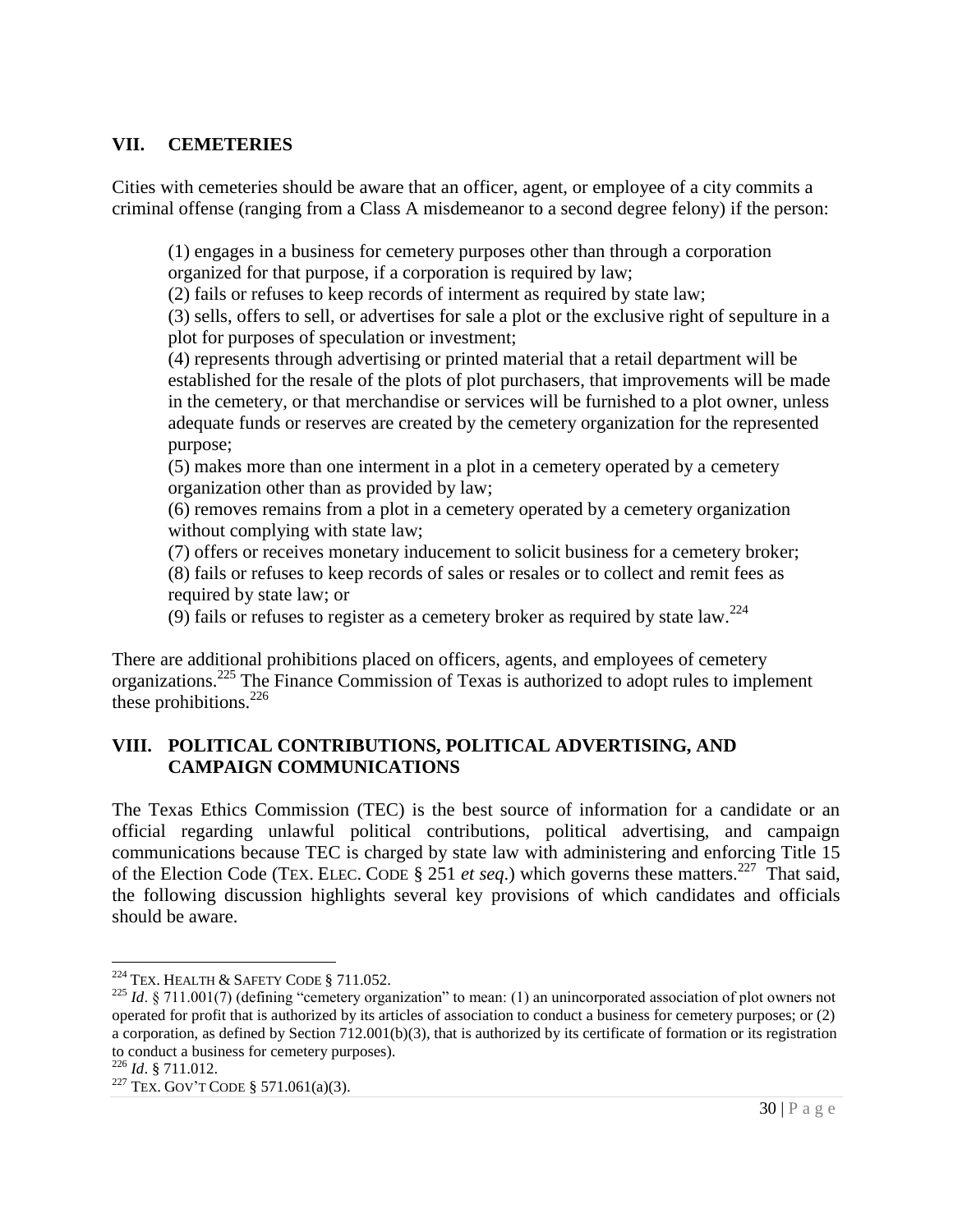## VII. CEMETERIES

Cities with cemeteries should be aware that an officer, agent, or employee of a city commits a criminal offense (ranging from a Class A misdemeanor to a second degree felony) if the person:

> (1) engages in a business for cemetery purposes other than through a corporation organized for that purpose, if a corporation is required by law;
> (2) fails or refuses to keep records of interment as required by state law;
> (3) sells, offers to sell, or advertises for sale a plot or the exclusive right of sepulture in a plot for purposes of speculation or investment;
> (4) represents through advertising or printed material that a retail department will be established for the resale of the plots of plot purchasers, that improvements will be made in the cemetery, or that merchandise or services will be furnished to a plot owner, unless adequate funds or reserves are created by the cemetery organization for the represented purpose;
> (5) makes more than one interment in a plot in a cemetery operated by a cemetery organization other than as provided by law;
> (6) removes remains from a plot in a cemetery operated by a cemetery organization without complying with state law;
> (7) offers or receives monetary inducement to solicit business for a cemetery broker;
> (8) fails or refuses to keep records of sales or resales or to collect and remit fees as required by state law; or
> (9) fails or refuses to register as a cemetery broker as required by state law.[224]

There are additional prohibitions placed on officers, agents, and employees of cemetery organizations.[225] The Finance Commission of Texas is authorized to adopt rules to implement these prohibitions.[226]

## VIII. POLITICAL CONTRIBUTIONS, POLITICAL ADVERTISING, AND CAMPAIGN COMMUNICATIONS

The Texas Ethics Commission (TEC) is the best source of information for a candidate or an official regarding unlawful political contributions, political advertising, and campaign communications because TEC is charged by state law with administering and enforcing Title 15 of the Election Code (TEX. ELEC. CODE § 251 *et seq*.) which governs these matters.[227] That said, the following discussion highlights several key provisions of which candidates and officials should be aware.

---

[224] TEX. HEALTH & SAFETY CODE § 711.052.
[225] *Id*. § 711.001(7) (defining "cemetery organization" to mean: (1) an unincorporated association of plot owners not operated for profit that is authorized by its articles of association to conduct a business for cemetery purposes; or (2) a corporation, as defined by Section 712.001(b)(3), that is authorized by its certificate of formation or its registration to conduct a business for cemetery purposes).
[226] *Id*. § 711.012.
[227] TEX. GOV'T CODE § 571.061(a)(3).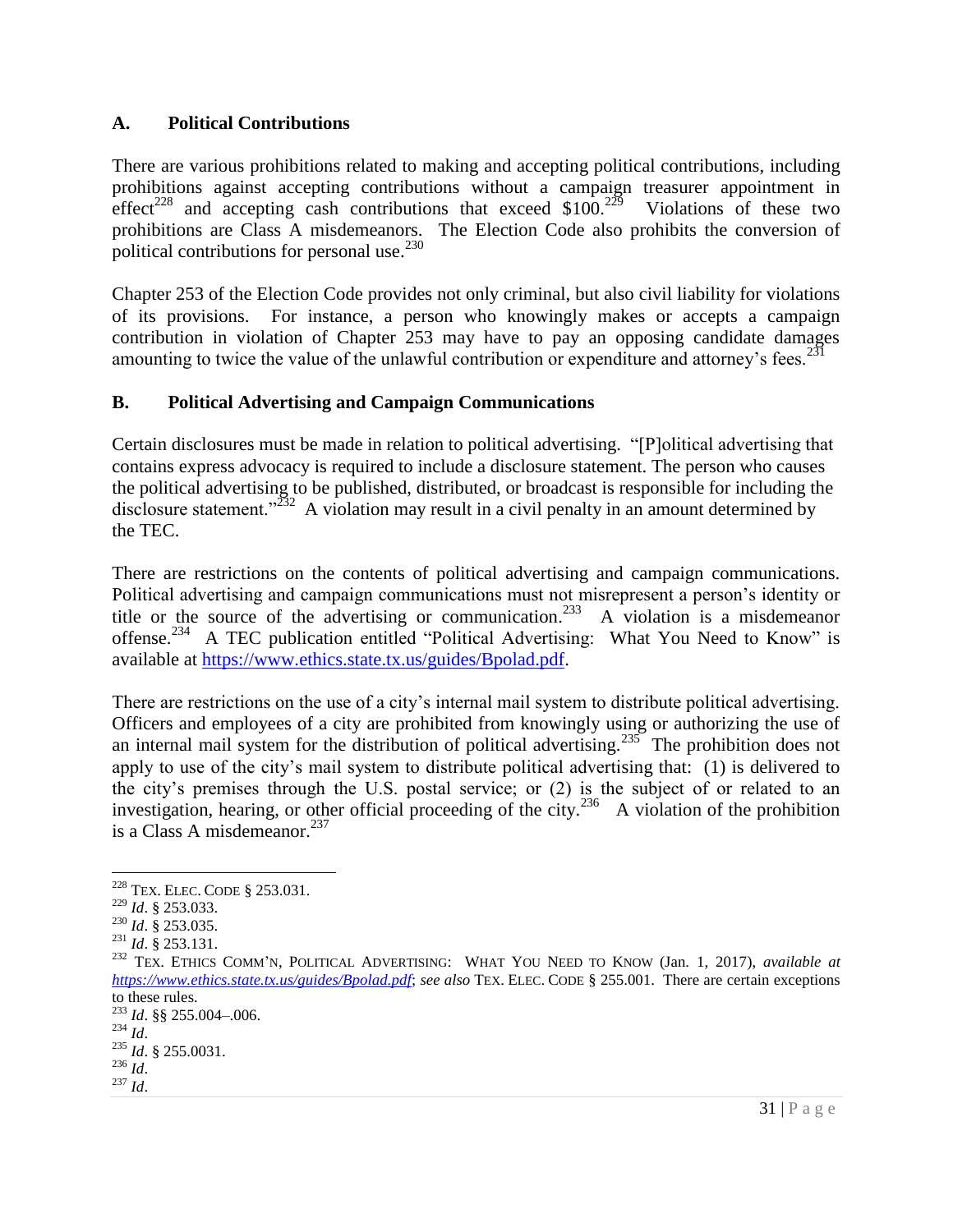## A. Political Contributions

There are various prohibitions related to making and accepting political contributions, including prohibitions against accepting contributions without a campaign treasurer appointment in effect[228] and accepting cash contributions that exceed $100.[229] Violations of these two prohibitions are Class A misdemeanors. The Election Code also prohibits the conversion of political contributions for personal use.[230]

Chapter 253 of the Election Code provides not only criminal, but also civil liability for violations of its provisions. For instance, a person who knowingly makes or accepts a campaign contribution in violation of Chapter 253 may have to pay an opposing candidate damages amounting to twice the value of the unlawful contribution or expenditure and attorney's fees.[231]

## B. Political Advertising and Campaign Communications

Certain disclosures must be made in relation to political advertising. "[P]olitical advertising that contains express advocacy is required to include a disclosure statement. The person who causes the political advertising to be published, distributed, or broadcast is responsible for including the disclosure statement."[232] A violation may result in a civil penalty in an amount determined by the TEC.

There are restrictions on the contents of political advertising and campaign communications. Political advertising and campaign communications must not misrepresent a person's identity or title or the source of the advertising or communication.[233] A violation is a misdemeanor offense.[234] A TEC publication entitled "Political Advertising: What You Need to Know" is available at https://www.ethics.state.tx.us/guides/Bpolad.pdf.

There are restrictions on the use of a city's internal mail system to distribute political advertising. Officers and employees of a city are prohibited from knowingly using or authorizing the use of an internal mail system for the distribution of political advertising.[235] The prohibition does not apply to use of the city's mail system to distribute political advertising that: (1) is delivered to the city's premises through the U.S. postal service; or (2) is the subject of or related to an investigation, hearing, or other official proceeding of the city.[236] A violation of the prohibition is a Class A misdemeanor.[237]

---

[228] TEX. ELEC. CODE § 253.031.
[229] *Id*. § 253.033.
[230] *Id*. § 253.035.
[231] *Id*. § 253.131.
[232] TEX. ETHICS COMM'N, POLITICAL ADVERTISING: WHAT YOU NEED TO KNOW (Jan. 1, 2017), *available at https://www.ethics.state.tx.us/guides/Bpolad.pdf*; *see also* TEX. ELEC. CODE § 255.001. There are certain exceptions to these rules.
[233] *Id*. §§ 255.004–.006.
[234] *Id*.
[235] *Id*. § 255.0031.
[236] *Id*.
[237] *Id*.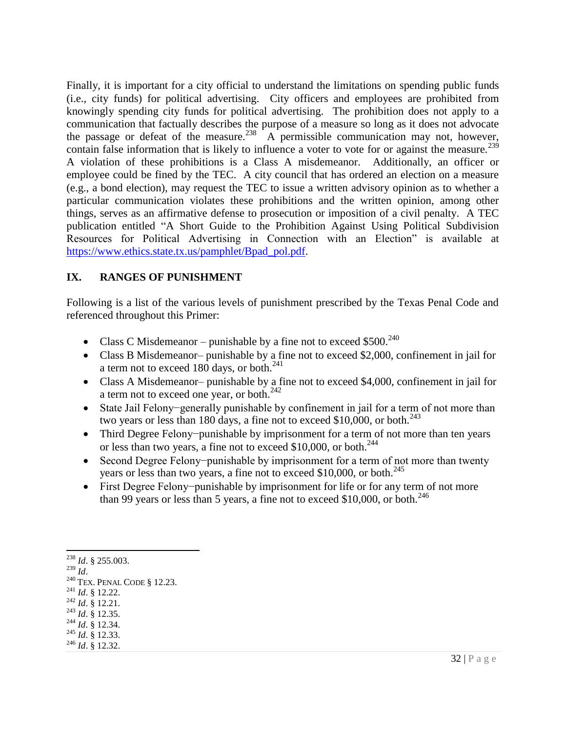Finally, it is important for a city official to understand the limitations on spending public funds (i.e., city funds) for political advertising. City officers and employees are prohibited from knowingly spending city funds for political advertising. The prohibition does not apply to a communication that factually describes the purpose of a measure so long as it does not advocate the passage or defeat of the measure.[238] A permissible communication may not, however, contain false information that is likely to influence a voter to vote for or against the measure.[239] A violation of these prohibitions is a Class A misdemeanor. Additionally, an officer or employee could be fined by the TEC. A city council that has ordered an election on a measure (e.g., a bond election), may request the TEC to issue a written advisory opinion as to whether a particular communication violates these prohibitions and the written opinion, among other things, serves as an affirmative defense to prosecution or imposition of a civil penalty. A TEC publication entitled "A Short Guide to the Prohibition Against Using Political Subdivision Resources for Political Advertising in Connection with an Election" is available at https://www.ethics.state.tx.us/pamphlet/Bpad_pol.pdf.

## IX. RANGES OF PUNISHMENT

Following is a list of the various levels of punishment prescribed by the Texas Penal Code and referenced throughout this Primer:

- Class C Misdemeanor – punishable by a fine not to exceed $500.[240]
- Class B Misdemeanor– punishable by a fine not to exceed $2,000, confinement in jail for a term not to exceed 180 days, or both.[241]
- Class A Misdemeanor– punishable by a fine not to exceed $4,000, confinement in jail for a term not to exceed one year, or both.[242]
- State Jail Felony−generally punishable by confinement in jail for a term of not more than two years or less than 180 days, a fine not to exceed $10,000, or both.[243]
- Third Degree Felony−punishable by imprisonment for a term of not more than ten years or less than two years, a fine not to exceed $10,000, or both.[244]
- Second Degree Felony−punishable by imprisonment for a term of not more than twenty years or less than two years, a fine not to exceed $10,000, or both.[245]
- First Degree Felony−punishable by imprisonment for life or for any term of not more than 99 years or less than 5 years, a fine not to exceed $10,000, or both.[246]

---

[238] *Id*. § 255.003.
[239] *Id*.
[240] TEX. PENAL CODE § 12.23.
[241] *Id*. § 12.22.
[242] *Id*. § 12.21.
[243] *Id*. § 12.35.
[244] *Id*. § 12.34.
[245] *Id*. § 12.33.
[246] *Id*. § 12.32.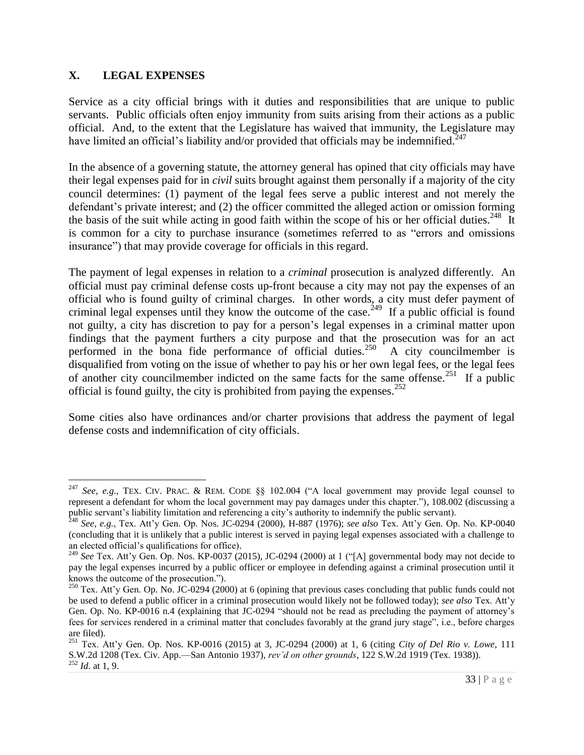## X. LEGAL EXPENSES

Service as a city official brings with it duties and responsibilities that are unique to public servants. Public officials often enjoy immunity from suits arising from their actions as a public official. And, to the extent that the Legislature has waived that immunity, the Legislature may have limited an official's liability and/or provided that officials may be indemnified.[247]

In the absence of a governing statute, the attorney general has opined that city officials may have their legal expenses paid for in *civil* suits brought against them personally if a majority of the city council determines: (1) payment of the legal fees serve a public interest and not merely the defendant's private interest; and (2) the officer committed the alleged action or omission forming the basis of the suit while acting in good faith within the scope of his or her official duties.[248] It is common for a city to purchase insurance (sometimes referred to as "errors and omissions insurance") that may provide coverage for officials in this regard.

The payment of legal expenses in relation to a *criminal* prosecution is analyzed differently. An official must pay criminal defense costs up-front because a city may not pay the expenses of an official who is found guilty of criminal charges. In other words, a city must defer payment of criminal legal expenses until they know the outcome of the case.[249] If a public official is found not guilty, a city has discretion to pay for a person's legal expenses in a criminal matter upon findings that the payment furthers a city purpose and that the prosecution was for an act performed in the bona fide performance of official duties.[250] A city councilmember is disqualified from voting on the issue of whether to pay his or her own legal fees, or the legal fees of another city councilmember indicted on the same facts for the same offense.[251] If a public official is found guilty, the city is prohibited from paying the expenses.[252]

Some cities also have ordinances and/or charter provisions that address the payment of legal defense costs and indemnification of city officials.

---

[247] *See, e.g.*, TEX. CIV. PRAC. & REM. CODE §§ 102.004 ("A local government may provide legal counsel to represent a defendant for whom the local government may pay damages under this chapter."), 108.002 (discussing a public servant's liability limitation and referencing a city's authority to indemnify the public servant).

[248] *See, e.g.*, Tex. Att'y Gen. Op. Nos. JC-0294 (2000), H-887 (1976); *see also* Tex. Att'y Gen. Op. No. KP-0040 (concluding that it is unlikely that a public interest is served in paying legal expenses associated with a challenge to an elected official's qualifications for office).

[249] *See* Tex. Att'y Gen. Op. Nos. KP-0037 (2015), JC-0294 (2000) at 1 ("[A] governmental body may not decide to pay the legal expenses incurred by a public officer or employee in defending against a criminal prosecution until it knows the outcome of the prosecution.").

[250] Tex. Att'y Gen. Op. No. JC-0294 (2000) at 6 (opining that previous cases concluding that public funds could not be used to defend a public officer in a criminal prosecution would likely not be followed today); *see also* Tex. Att'y Gen. Op. No. KP-0016 n.4 (explaining that JC-0294 "should not be read as precluding the payment of attorney's fees for services rendered in a criminal matter that concludes favorably at the grand jury stage", i.e., before charges are filed).

[251] Tex. Att'y Gen. Op. Nos. KP-0016 (2015) at 3, JC-0294 (2000) at 1, 6 (citing *City of Del Rio v. Lowe*, 111 S.W.2d 1208 (Tex. Civ. App.—San Antonio 1937), *rev'd on other grounds*, 122 S.W.2d 1919 (Tex. 1938)).

[252] *Id*. at 1, 9.